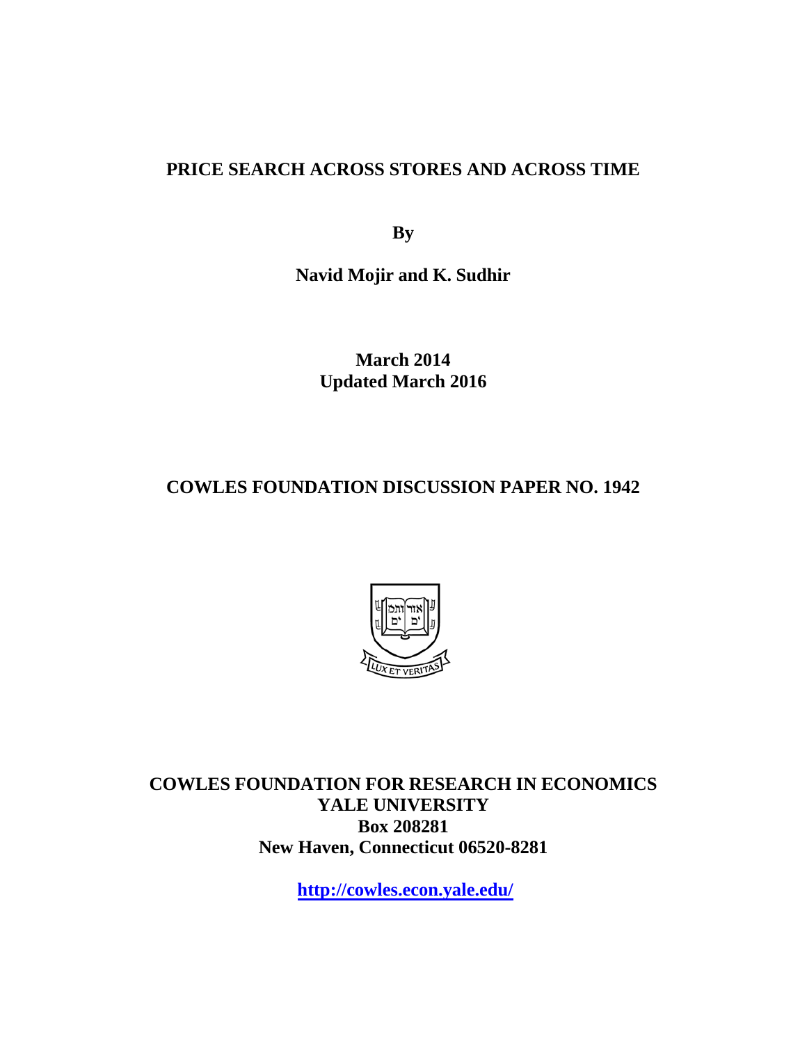# PRICE SEARCH ACROSS STORES AND ACROSS TIME

**By**

**Navid Mojir and K. Sudhir**

**March 2014**
**Updated March 2016**

## COWLES FOUNDATION DISCUSSION PAPER NO. 1942

**COWLES FOUNDATION FOR RESEARCH IN ECONOMICS**
**YALE UNIVERSITY**
**Box 208281**
**New Haven, Connecticut 06520-8281**

**http://cowles.econ.yale.edu/**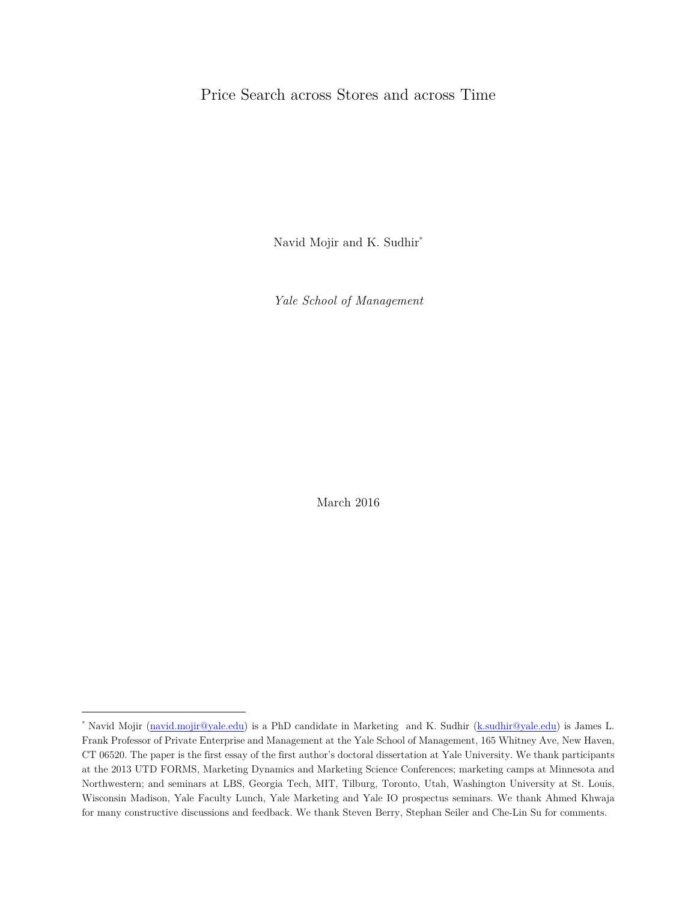# Price Search across Stores and across Time

Navid Mojir and K. Sudhir*

*Yale School of Management*

March 2016

---

* Navid Mojir (navid.mojir@yale.edu) is a PhD candidate in Marketing and K. Sudhir (k.sudhir@yale.edu) is James L. Frank Professor of Private Enterprise and Management at the Yale School of Management, 165 Whitney Ave, New Haven, CT 06520. The paper is the first essay of the first author's doctoral dissertation at Yale University. We thank participants at the 2013 UTD FORMS, Marketing Dynamics and Marketing Science Conferences; marketing camps at Minnesota and Northwestern; and seminars at LBS, Georgia Tech, MIT, Tilburg, Toronto, Utah, Washington University at St. Louis, Wisconsin Madison, Yale Faculty Lunch, Yale Marketing and Yale IO prospectus seminars. We thank Ahmed Khwaja for many constructive discussions and feedback. We thank Steven Berry, Stephan Seiler and Che-Lin Su for comments.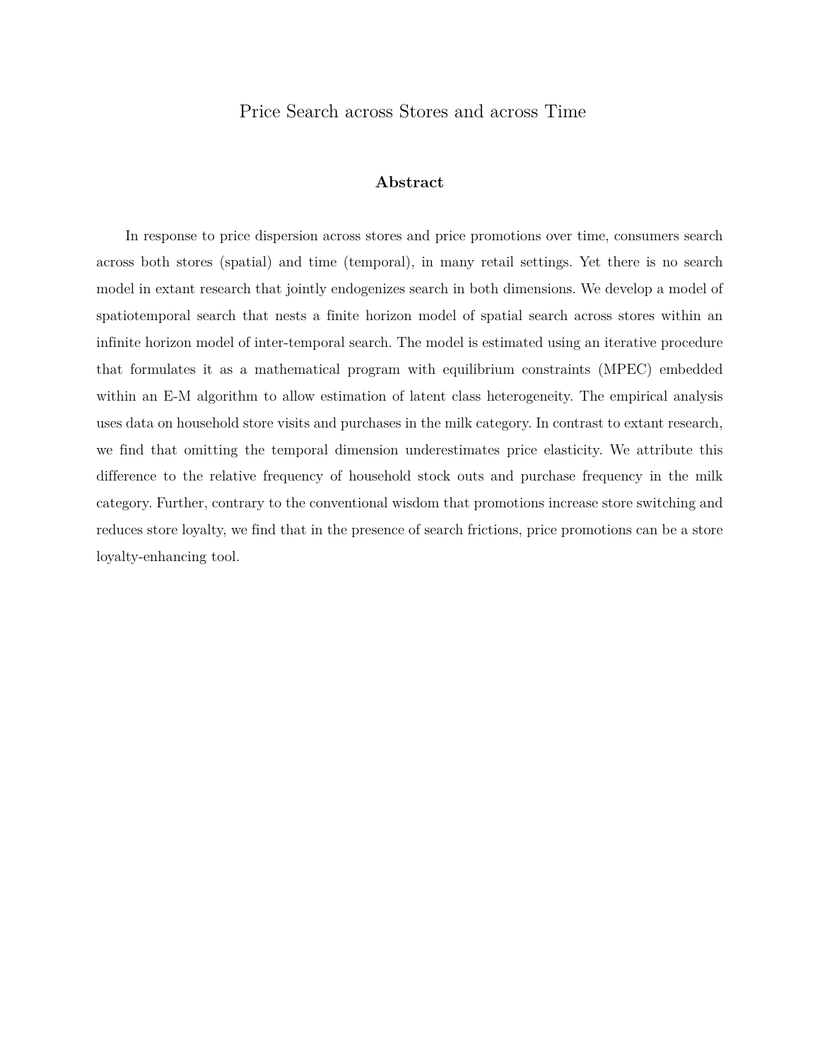# Price Search across Stores and across Time

## Abstract

In response to price dispersion across stores and price promotions over time, consumers search across both stores (spatial) and time (temporal), in many retail settings. Yet there is no search model in extant research that jointly endogenizes search in both dimensions. We develop a model of spatiotemporal search that nests a finite horizon model of spatial search across stores within an infinite horizon model of inter-temporal search. The model is estimated using an iterative procedure that formulates it as a mathematical program with equilibrium constraints (MPEC) embedded within an E-M algorithm to allow estimation of latent class heterogeneity. The empirical analysis uses data on household store visits and purchases in the milk category. In contrast to extant research, we find that omitting the temporal dimension underestimates price elasticity. We attribute this difference to the relative frequency of household stock outs and purchase frequency in the milk category. Further, contrary to the conventional wisdom that promotions increase store switching and reduces store loyalty, we find that in the presence of search frictions, price promotions can be a store loyalty-enhancing tool.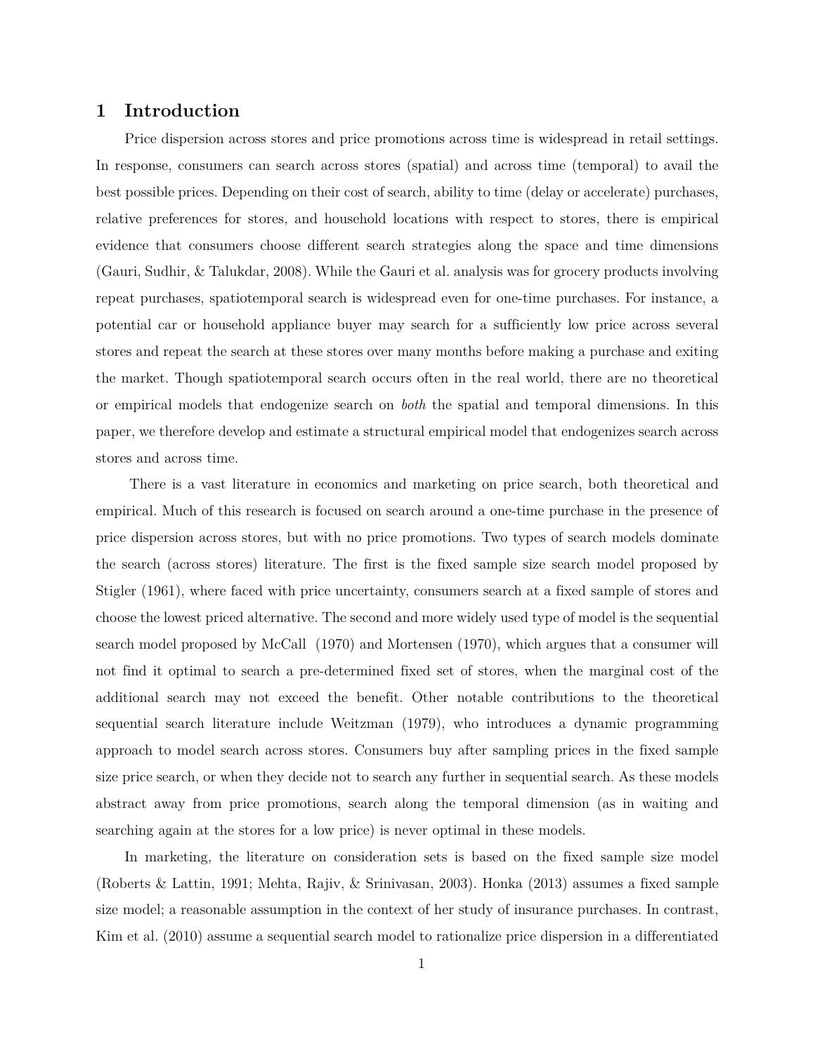# 1 Introduction

Price dispersion across stores and price promotions across time is widespread in retail settings. In response, consumers can search across stores (spatial) and across time (temporal) to avail the best possible prices. Depending on their cost of search, ability to time (delay or accelerate) purchases, relative preferences for stores, and household locations with respect to stores, there is empirical evidence that consumers choose different search strategies along the space and time dimensions (Gauri, Sudhir, & Talukdar, 2008). While the Gauri et al. analysis was for grocery products involving repeat purchases, spatiotemporal search is widespread even for one-time purchases. For instance, a potential car or household appliance buyer may search for a sufficiently low price across several stores and repeat the search at these stores over many months before making a purchase and exiting the market. Though spatiotemporal search occurs often in the real world, there are no theoretical or empirical models that endogenize search on *both* the spatial and temporal dimensions. In this paper, we therefore develop and estimate a structural empirical model that endogenizes search across stores and across time.

There is a vast literature in economics and marketing on price search, both theoretical and empirical. Much of this research is focused on search around a one-time purchase in the presence of price dispersion across stores, but with no price promotions. Two types of search models dominate the search (across stores) literature. The first is the fixed sample size search model proposed by Stigler (1961), where faced with price uncertainty, consumers search at a fixed sample of stores and choose the lowest priced alternative. The second and more widely used type of model is the sequential search model proposed by McCall (1970) and Mortensen (1970), which argues that a consumer will not find it optimal to search a pre-determined fixed set of stores, when the marginal cost of the additional search may not exceed the benefit. Other notable contributions to the theoretical sequential search literature include Weitzman (1979), who introduces a dynamic programming approach to model search across stores. Consumers buy after sampling prices in the fixed sample size price search, or when they decide not to search any further in sequential search. As these models abstract away from price promotions, search along the temporal dimension (as in waiting and searching again at the stores for a low price) is never optimal in these models.

In marketing, the literature on consideration sets is based on the fixed sample size model (Roberts & Lattin, 1991; Mehta, Rajiv, & Srinivasan, 2003). Honka (2013) assumes a fixed sample size model; a reasonable assumption in the context of her study of insurance purchases. In contrast, Kim et al. (2010) assume a sequential search model to rationalize price dispersion in a differentiated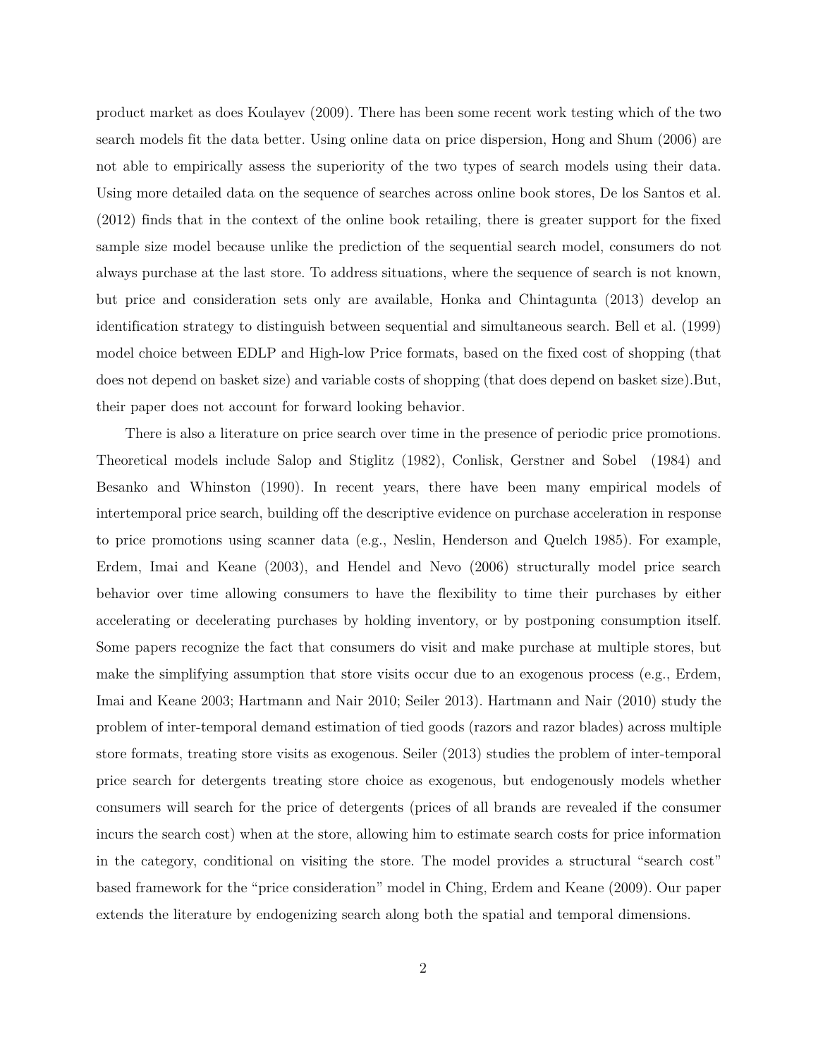product market as does Koulayev (2009). There has been some recent work testing which of the two search models fit the data better. Using online data on price dispersion, Hong and Shum (2006) are not able to empirically assess the superiority of the two types of search models using their data. Using more detailed data on the sequence of searches across online book stores, De los Santos et al. (2012) finds that in the context of the online book retailing, there is greater support for the fixed sample size model because unlike the prediction of the sequential search model, consumers do not always purchase at the last store. To address situations, where the sequence of search is not known, but price and consideration sets only are available, Honka and Chintagunta (2013) develop an identification strategy to distinguish between sequential and simultaneous search. Bell et al. (1999) model choice between EDLP and High-low Price formats, based on the fixed cost of shopping (that does not depend on basket size) and variable costs of shopping (that does depend on basket size).But, their paper does not account for forward looking behavior.

There is also a literature on price search over time in the presence of periodic price promotions. Theoretical models include Salop and Stiglitz (1982), Conlisk, Gerstner and Sobel (1984) and Besanko and Whinston (1990). In recent years, there have been many empirical models of intertemporal price search, building off the descriptive evidence on purchase acceleration in response to price promotions using scanner data (e.g., Neslin, Henderson and Quelch 1985). For example, Erdem, Imai and Keane (2003), and Hendel and Nevo (2006) structurally model price search behavior over time allowing consumers to have the flexibility to time their purchases by either accelerating or decelerating purchases by holding inventory, or by postponing consumption itself. Some papers recognize the fact that consumers do visit and make purchase at multiple stores, but make the simplifying assumption that store visits occur due to an exogenous process (e.g., Erdem, Imai and Keane 2003; Hartmann and Nair 2010; Seiler 2013). Hartmann and Nair (2010) study the problem of inter-temporal demand estimation of tied goods (razors and razor blades) across multiple store formats, treating store visits as exogenous. Seiler (2013) studies the problem of inter-temporal price search for detergents treating store choice as exogenous, but endogenously models whether consumers will search for the price of detergents (prices of all brands are revealed if the consumer incurs the search cost) when at the store, allowing him to estimate search costs for price information in the category, conditional on visiting the store. The model provides a structural "search cost" based framework for the "price consideration" model in Ching, Erdem and Keane (2009). Our paper extends the literature by endogenizing search along both the spatial and temporal dimensions.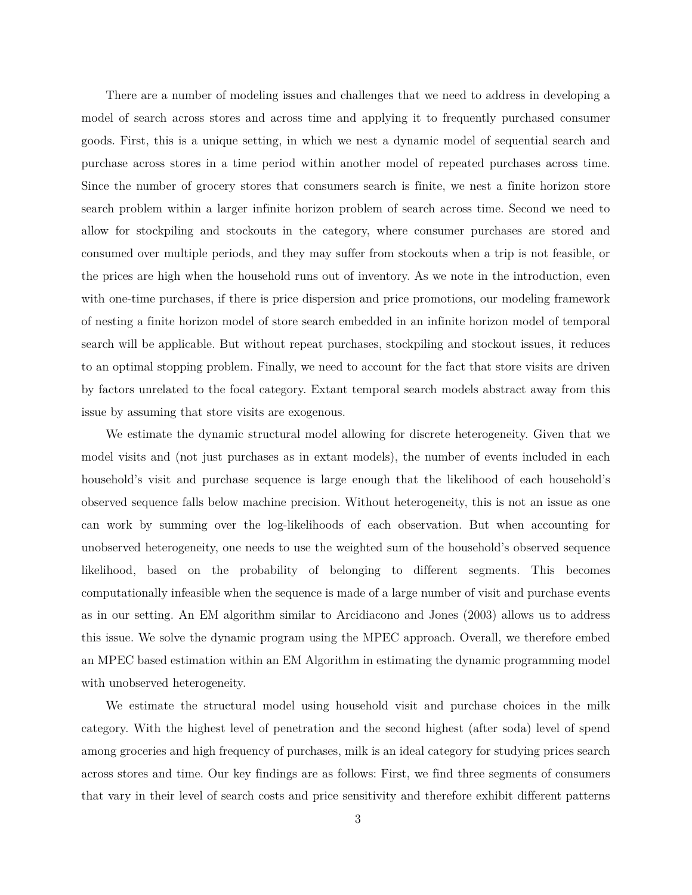There are a number of modeling issues and challenges that we need to address in developing a model of search across stores and across time and applying it to frequently purchased consumer goods. First, this is a unique setting, in which we nest a dynamic model of sequential search and purchase across stores in a time period within another model of repeated purchases across time. Since the number of grocery stores that consumers search is finite, we nest a finite horizon store search problem within a larger infinite horizon problem of search across time. Second we need to allow for stockpiling and stockouts in the category, where consumer purchases are stored and consumed over multiple periods, and they may suffer from stockouts when a trip is not feasible, or the prices are high when the household runs out of inventory. As we note in the introduction, even with one-time purchases, if there is price dispersion and price promotions, our modeling framework of nesting a finite horizon model of store search embedded in an infinite horizon model of temporal search will be applicable. But without repeat purchases, stockpiling and stockout issues, it reduces to an optimal stopping problem. Finally, we need to account for the fact that store visits are driven by factors unrelated to the focal category. Extant temporal search models abstract away from this issue by assuming that store visits are exogenous.

We estimate the dynamic structural model allowing for discrete heterogeneity. Given that we model visits and (not just purchases as in extant models), the number of events included in each household's visit and purchase sequence is large enough that the likelihood of each household's observed sequence falls below machine precision. Without heterogeneity, this is not an issue as one can work by summing over the log-likelihoods of each observation. But when accounting for unobserved heterogeneity, one needs to use the weighted sum of the household's observed sequence likelihood, based on the probability of belonging to different segments. This becomes computationally infeasible when the sequence is made of a large number of visit and purchase events as in our setting. An EM algorithm similar to Arcidiacono and Jones (2003) allows us to address this issue. We solve the dynamic program using the MPEC approach. Overall, we therefore embed an MPEC based estimation within an EM Algorithm in estimating the dynamic programming model with unobserved heterogeneity.

We estimate the structural model using household visit and purchase choices in the milk category. With the highest level of penetration and the second highest (after soda) level of spend among groceries and high frequency of purchases, milk is an ideal category for studying prices search across stores and time. Our key findings are as follows: First, we find three segments of consumers that vary in their level of search costs and price sensitivity and therefore exhibit different patterns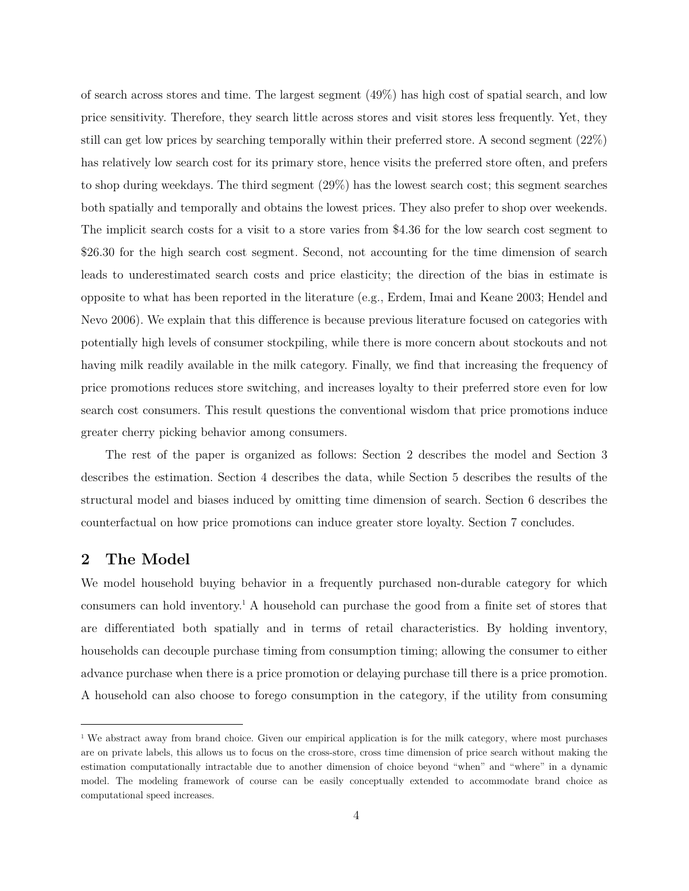of search across stores and time. The largest segment (49%) has high cost of spatial search, and low price sensitivity. Therefore, they search little across stores and visit stores less frequently. Yet, they still can get low prices by searching temporally within their preferred store. A second segment (22%) has relatively low search cost for its primary store, hence visits the preferred store often, and prefers to shop during weekdays. The third segment (29%) has the lowest search cost; this segment searches both spatially and temporally and obtains the lowest prices. They also prefer to shop over weekends. The implicit search costs for a visit to a store varies from $4.36 for the low search cost segment to $26.30 for the high search cost segment. Second, not accounting for the time dimension of search leads to underestimated search costs and price elasticity; the direction of the bias in estimate is opposite to what has been reported in the literature (e.g., Erdem, Imai and Keane 2003; Hendel and Nevo 2006). We explain that this difference is because previous literature focused on categories with potentially high levels of consumer stockpiling, while there is more concern about stockouts and not having milk readily available in the milk category. Finally, we find that increasing the frequency of price promotions reduces store switching, and increases loyalty to their preferred store even for low search cost consumers. This result questions the conventional wisdom that price promotions induce greater cherry picking behavior among consumers.

The rest of the paper is organized as follows: Section 2 describes the model and Section 3 describes the estimation. Section 4 describes the data, while Section 5 describes the results of the structural model and biases induced by omitting time dimension of search. Section 6 describes the counterfactual on how price promotions can induce greater store loyalty. Section 7 concludes.

## 2 The Model

We model household buying behavior in a frequently purchased non-durable category for which consumers can hold inventory.[1] A household can purchase the good from a finite set of stores that are differentiated both spatially and in terms of retail characteristics. By holding inventory, households can decouple purchase timing from consumption timing; allowing the consumer to either advance purchase when there is a price promotion or delaying purchase till there is a price promotion. A household can also choose to forego consumption in the category, if the utility from consuming

[1] We abstract away from brand choice. Given our empirical application is for the milk category, where most purchases are on private labels, this allows us to focus on the cross-store, cross time dimension of price search without making the estimation computationally intractable due to another dimension of choice beyond "when" and "where" in a dynamic model. The modeling framework of course can be easily conceptually extended to accommodate brand choice as computational speed increases.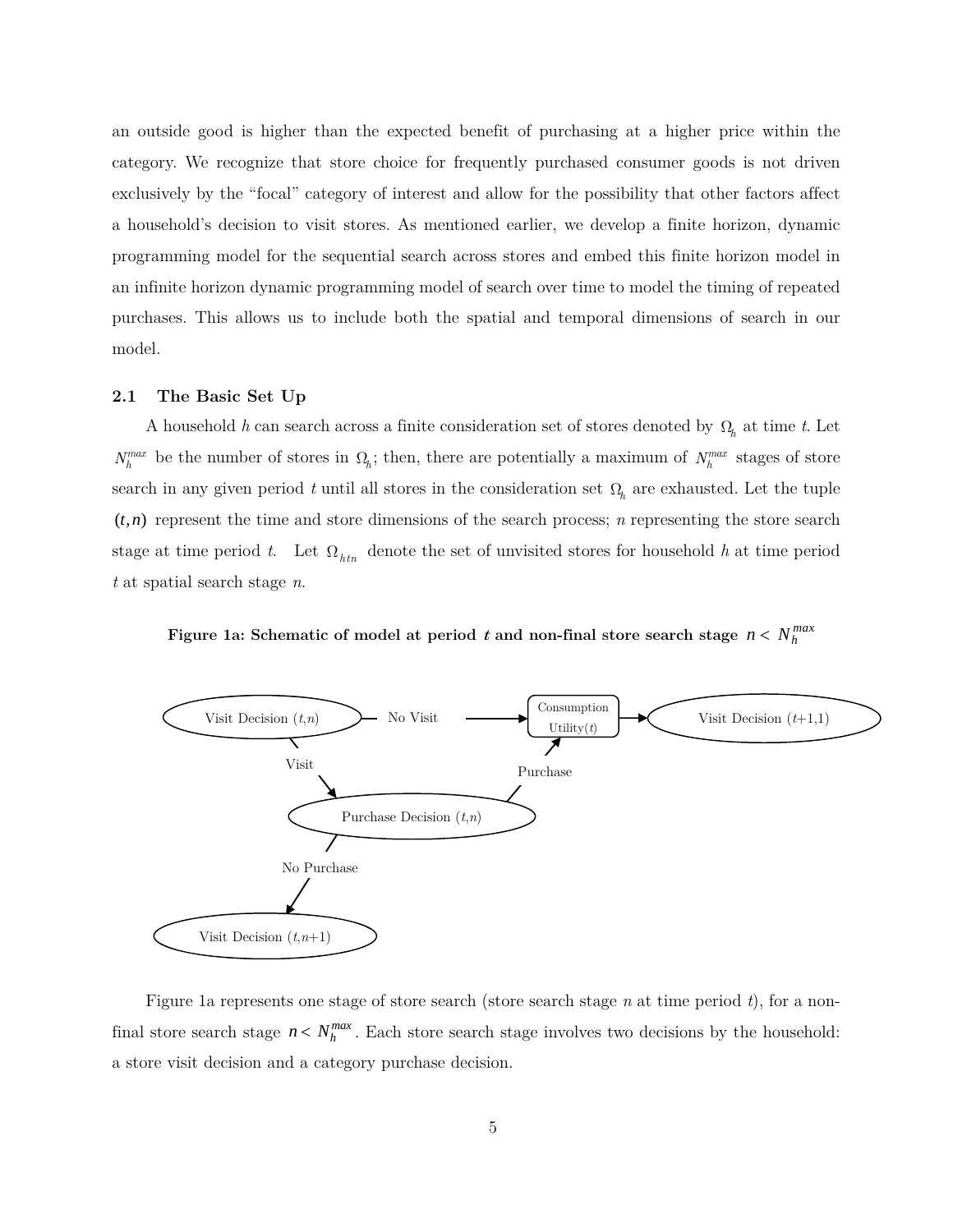an outside good is higher than the expected benefit of purchasing at a higher price within the category. We recognize that store choice for frequently purchased consumer goods is not driven exclusively by the "focal" category of interest and allow for the possibility that other factors affect a household's decision to visit stores. As mentioned earlier, we develop a finite horizon, dynamic programming model for the sequential search across stores and embed this finite horizon model in an infinite horizon dynamic programming model of search over time to model the timing of repeated purchases. This allows us to include both the spatial and temporal dimensions of search in our model.

## 2.1 The Basic Set Up

A household $h$ can search across a finite consideration set of stores denoted by $\Omega_h$ at time $t$. Let $N_h^{max}$ be the number of stores in $\Omega_h$; then, there are potentially a maximum of $N_h^{max}$ stages of store search in any given period $t$ until all stores in the consideration set $\Omega_h$ are exhausted. Let the tuple $(t,n)$ represent the time and store dimensions of the search process; $n$ representing the store search stage at time period $t$. Let $\Omega_{htn}$ denote the set of unvisited stores for household $h$ at time period $t$ at spatial search stage $n$.

**Figure 1a: Schematic of model at period $t$ and non-final store search stage $n < N_h^{max}$**

Visit Decision $(t,n)$ — No Visit → Consumption Utility$(t)$ → Visit Decision $(t+1,1)$

Visit Decision $(t,n)$ — Visit → Purchase Decision $(t,n)$

Purchase Decision $(t,n)$ — Purchase → Consumption Utility$(t)$

Purchase Decision $(t,n)$ — No Purchase → Visit Decision $(t,n+1)$

Figure 1a represents one stage of store search (store search stage $n$ at time period $t$), for a non-final store search stage $n < N_h^{max}$. Each store search stage involves two decisions by the household: a store visit decision and a category purchase decision.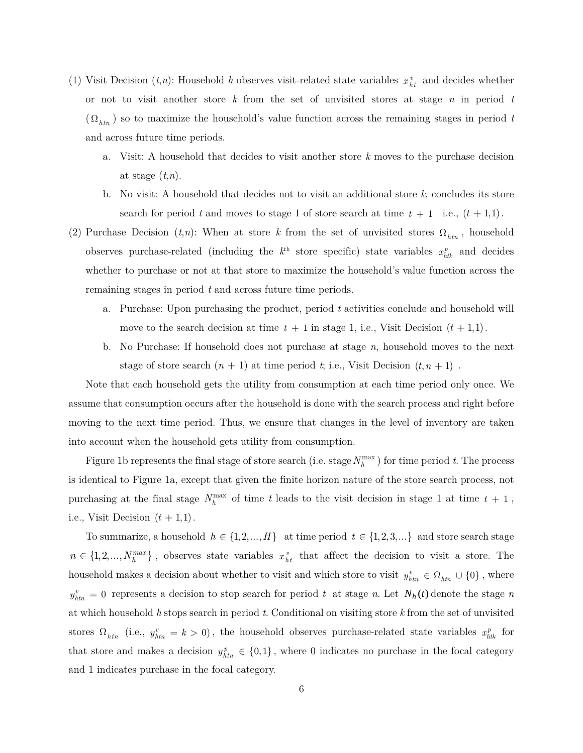(1) Visit Decision ($t$,$n$): Household $h$ observes visit-related state variables $x_{ht}^{v}$ and decides whether or not to visit another store $k$ from the set of unvisited stores at stage $n$ in period $t$ ($\Omega_{htn}$) so to maximize the household's value function across the remaining stages in period $t$ and across future time periods.

   a. Visit: A household that decides to visit another store $k$ moves to the purchase decision at stage ($t$,$n$).

   b. No visit: A household that decides not to visit an additional store $k$, concludes its store search for period $t$ and moves to stage 1 of store search at time $t+1$ i.e., $(t+1,1)$.

(2) Purchase Decision ($t$,$n$): When at store $k$ from the set of unvisited stores $\Omega_{htn}$, household observes purchase-related (including the $k^{\text{th}}$ store specific) state variables $x_{htk}^{p}$ and decides whether to purchase or not at that store to maximize the household's value function across the remaining stages in period $t$ and across future time periods.

   a. Purchase: Upon purchasing the product, period $t$ activities conclude and household will move to the search decision at time $t+1$ in stage 1, i.e., Visit Decision $(t+1,1)$.

   b. No Purchase: If household does not purchase at stage $n$, household moves to the next stage of store search ($n+1$) at time period $t$; i.e., Visit Decision $(t,n+1)$.

Note that each household gets the utility from consumption at each time period only once. We assume that consumption occurs after the household is done with the search process and right before moving to the next time period. Thus, we ensure that changes in the level of inventory are taken into account when the household gets utility from consumption.

Figure 1b represents the final stage of store search (i.e. stage $N_h^{\max}$) for time period $t$. The process is identical to Figure 1a, except that given the finite horizon nature of the store search process, not purchasing at the final stage $N_h^{\max}$ of time $t$ leads to the visit decision in stage 1 at time $t+1$, i.e., Visit Decision $(t+1,1)$.

To summarize, a household $h \in \{1,2,...,H\}$ at time period $t \in \{1,2,3,...\}$ and store search stage $n \in \{1,2,...,N_h^{max}\}$, observes state variables $x_{ht}^{v}$ that affect the decision to visit a store. The household makes a decision about whether to visit and which store to visit $y_{htn}^{v} \in \Omega_{htn} \cup \{0\}$, where $y_{htn}^{v} = 0$ represents a decision to stop search for period $t$ at stage $n$. Let $N_h(t)$ denote the stage $n$ at which household $h$ stops search in period $t$. Conditional on visiting store $k$ from the set of unvisited stores $\Omega_{htn}$ (i.e., $y_{htn}^{v} = k > 0$), the household observes purchase-related state variables $x_{htk}^{p}$ for that store and makes a decision $y_{htn}^{p} \in \{0,1\}$, where 0 indicates no purchase in the focal category and 1 indicates purchase in the focal category.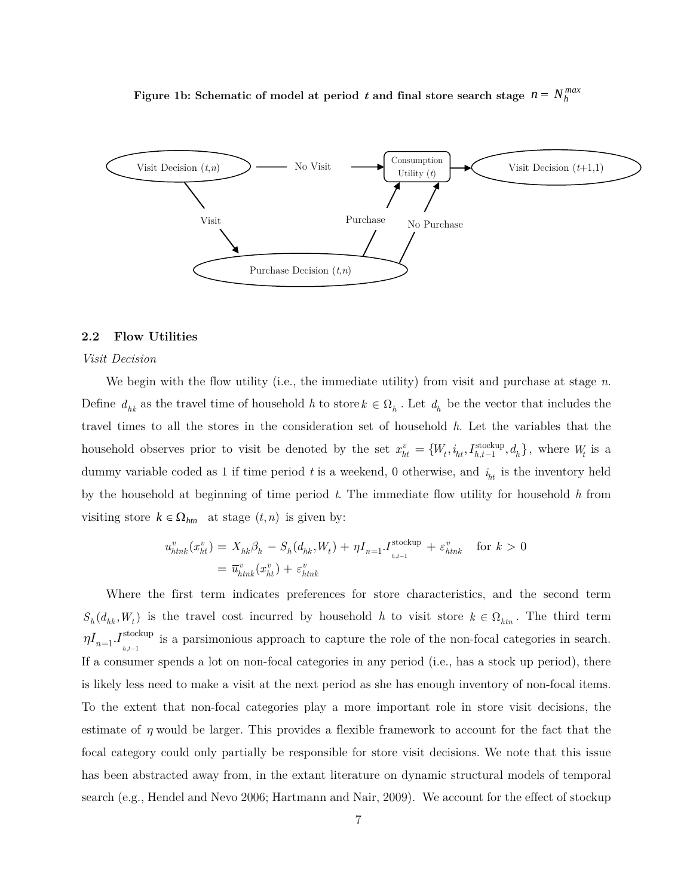**Figure 1b: Schematic of model at period $t$ and final store search stage $n = N_h^{max}$**

Visit Decision $(t,n)$ — No Visit → Consumption Utility $(t)$ → Visit Decision $(t+1,1)$

Visit → Purchase Decision $(t,n)$ → Purchase / No Purchase → Consumption Utility $(t)$

### 2.2 Flow Utilities

*Visit Decision*

We begin with the flow utility (i.e., the immediate utility) from visit and purchase at stage $n$. Define $d_{hk}$ as the travel time of household $h$ to store $k \in \Omega_h$. Let $d_h$ be the vector that includes the travel times to all the stores in the consideration set of household $h$. Let the variables that the household observes prior to visit be denoted by the set $x_{ht}^v = \{W_t, i_{ht}, I_{h,t-1}^{\text{stockup}}, d_h\}$, where $W_t$ is a dummy variable coded as 1 if time period $t$ is a weekend, 0 otherwise, and $i_{ht}$ is the inventory held by the household at beginning of time period $t$. The immediate flow utility for household $h$ from visiting store $k \in \Omega_{htn}$ at stage $(t,n)$ is given by:

$$
\begin{aligned}
u_{htnk}^v(x_{ht}^v) &= X_{hk}\beta_h - S_h(d_{hk}, W_t) + \eta I_{n=1}.I_{h,t-1}^{\text{stockup}} + \varepsilon_{htnk}^v \quad \text{for } k > 0 \\
&= \overline{u}_{htnk}^v(x_{ht}^v) + \varepsilon_{htnk}^v
\end{aligned}
$$

Where the first term indicates preferences for store characteristics, and the second term $S_h(d_{hk}, W_t)$ is the travel cost incurred by household $h$ to visit store $k \in \Omega_{htn}$. The third term $\eta I_{n=1}.I_{h,t-1}^{\text{stockup}}$ is a parsimonious approach to capture the role of the non-focal categories in search. If a consumer spends a lot on non-focal categories in any period (i.e., has a stock up period), there is likely less need to make a visit at the next period as she has enough inventory of non-focal items. To the extent that non-focal categories play a more important role in store visit decisions, the estimate of $\eta$ would be larger. This provides a flexible framework to account for the fact that the focal category could only partially be responsible for store visit decisions. We note that this issue has been abstracted away from, in the extant literature on dynamic structural models of temporal search (e.g., Hendel and Nevo 2006; Hartmann and Nair, 2009). We account for the effect of stockup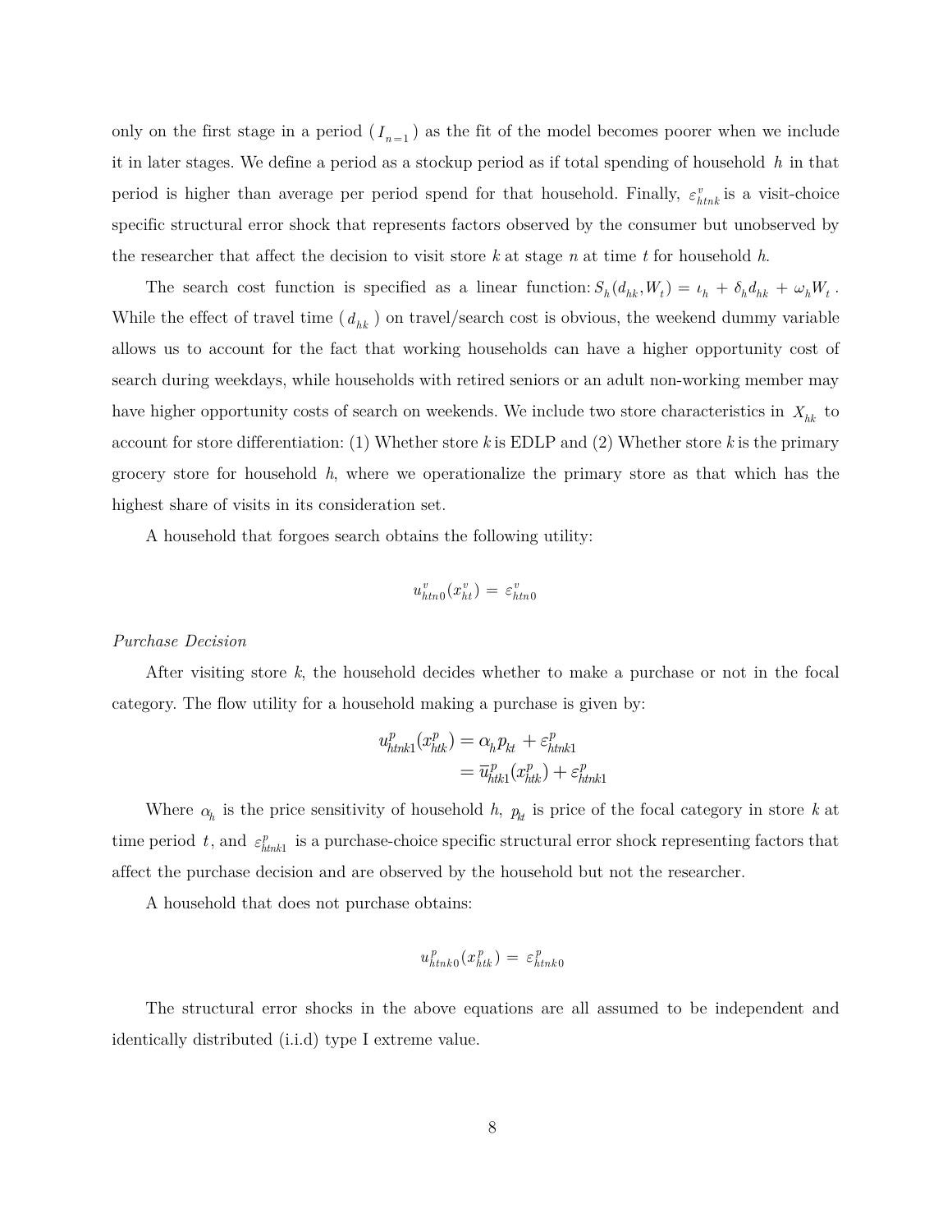only on the first stage in a period ($I_{n=1}$) as the fit of the model becomes poorer when we include it in later stages. We define a period as a stockup period as if total spending of household $h$ in that period is higher than average per period spend for that household. Finally, $\varepsilon^{v}_{htnk}$ is a visit-choice specific structural error shock that represents factors observed by the consumer but unobserved by the researcher that affect the decision to visit store *k* at stage *n* at time *t* for household *h*.

The search cost function is specified as a linear function: $S_h(d_{hk}, W_t) = \iota_h + \delta_h d_{hk} + \omega_h W_t$. While the effect of travel time ($d_{hk}$) on travel/search cost is obvious, the weekend dummy variable allows us to account for the fact that working households can have a higher opportunity cost of search during weekdays, while households with retired seniors or an adult non-working member may have higher opportunity costs of search on weekends. We include two store characteristics in $X_{hk}$ to account for store differentiation: (1) Whether store *k* is EDLP and (2) Whether store *k* is the primary grocery store for household *h*, where we operationalize the primary store as that which has the highest share of visits in its consideration set.

A household that forgoes search obtains the following utility:

$$u^{v}_{htn0}(x^{v}_{ht}) = \varepsilon^{v}_{htn0}$$

*Purchase Decision*

After visiting store *k*, the household decides whether to make a purchase or not in the focal category. The flow utility for a household making a purchase is given by:

$$\begin{aligned} u^{p}_{htnk1}(x^{p}_{htk}) &= \alpha_h p_{kt} + \varepsilon^{p}_{htnk1} \\ &= \bar{u}^{p}_{htk1}(x^{p}_{htk}) + \varepsilon^{p}_{htnk1} \end{aligned}$$

Where $\alpha_h$ is the price sensitivity of household *h*, $p_{kt}$ is price of the focal category in store *k* at time period $t$, and $\varepsilon^{p}_{htnk1}$ is a purchase-choice specific structural error shock representing factors that affect the purchase decision and are observed by the household but not the researcher.

A household that does not purchase obtains:

$$u^{p}_{htnk0}(x^{p}_{htk}) = \varepsilon^{p}_{htnk0}$$

The structural error shocks in the above equations are all assumed to be independent and identically distributed (i.i.d) type I extreme value.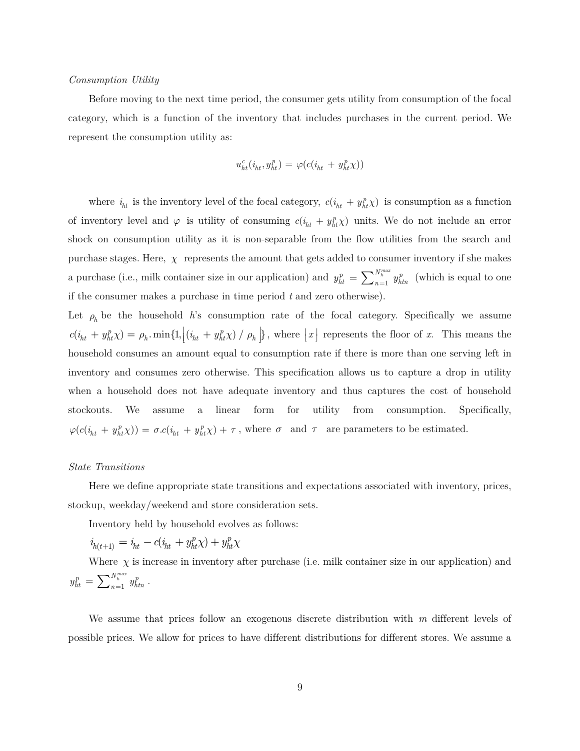*Consumption Utility*

Before moving to the next time period, the consumer gets utility from consumption of the focal category, which is a function of the inventory that includes purchases in the current period. We represent the consumption utility as:

$$u^c_{ht}(i_{ht}, y^p_{ht}) = \varphi(c(i_{ht} + y^p_{ht}\chi))$$

where $i_{ht}$ is the inventory level of the focal category, $c(i_{ht} + y^p_{ht}\chi)$ is consumption as a function of inventory level and $\varphi$ is utility of consuming $c(i_{ht} + y^p_{ht}\chi)$ units. We do not include an error shock on consumption utility as it is non-separable from the flow utilities from the search and purchase stages. Here, $\chi$ represents the amount that gets added to consumer inventory if she makes a purchase (i.e., milk container size in our application) and $y^p_{ht} = \sum_{n=1}^{N^{max}_h} y^p_{htn}$ (which is equal to one if the consumer makes a purchase in time period $t$ and zero otherwise).

Let $\rho_h$ be the household $h$'s consumption rate of the focal category. Specifically we assume $c(i_{ht} + y^p_{ht}\chi) = \rho_h . \min\{1, \lfloor (i_{ht} + y^p_{ht}\chi) / \rho_h \rfloor\}$, where $\lfloor x \rfloor$ represents the floor of $x$. This means the household consumes an amount equal to consumption rate if there is more than one serving left in inventory and consumes zero otherwise. This specification allows us to capture a drop in utility when a household does not have adequate inventory and thus captures the cost of household stockouts. We assume a linear form for utility from consumption. Specifically, $\varphi(c(i_{ht} + y^p_{ht}\chi)) = \sigma . c(i_{ht} + y^p_{ht}\chi) + \tau$, where $\sigma$ and $\tau$ are parameters to be estimated.

*State Transitions*

Here we define appropriate state transitions and expectations associated with inventory, prices, stockup, weekday/weekend and store consideration sets.

Inventory held by household evolves as follows:

$$i_{h(t+1)} = i_{ht} - c(i_{ht} + y^p_{ht}\chi) + y^p_{ht}\chi$$

Where $\chi$ is increase in inventory after purchase (i.e. milk container size in our application) and $y^p_{ht} = \sum_{n=1}^{N^{max}_h} y^p_{htn}$.

We assume that prices follow an exogenous discrete distribution with $m$ different levels of possible prices. We allow for prices to have different distributions for different stores. We assume a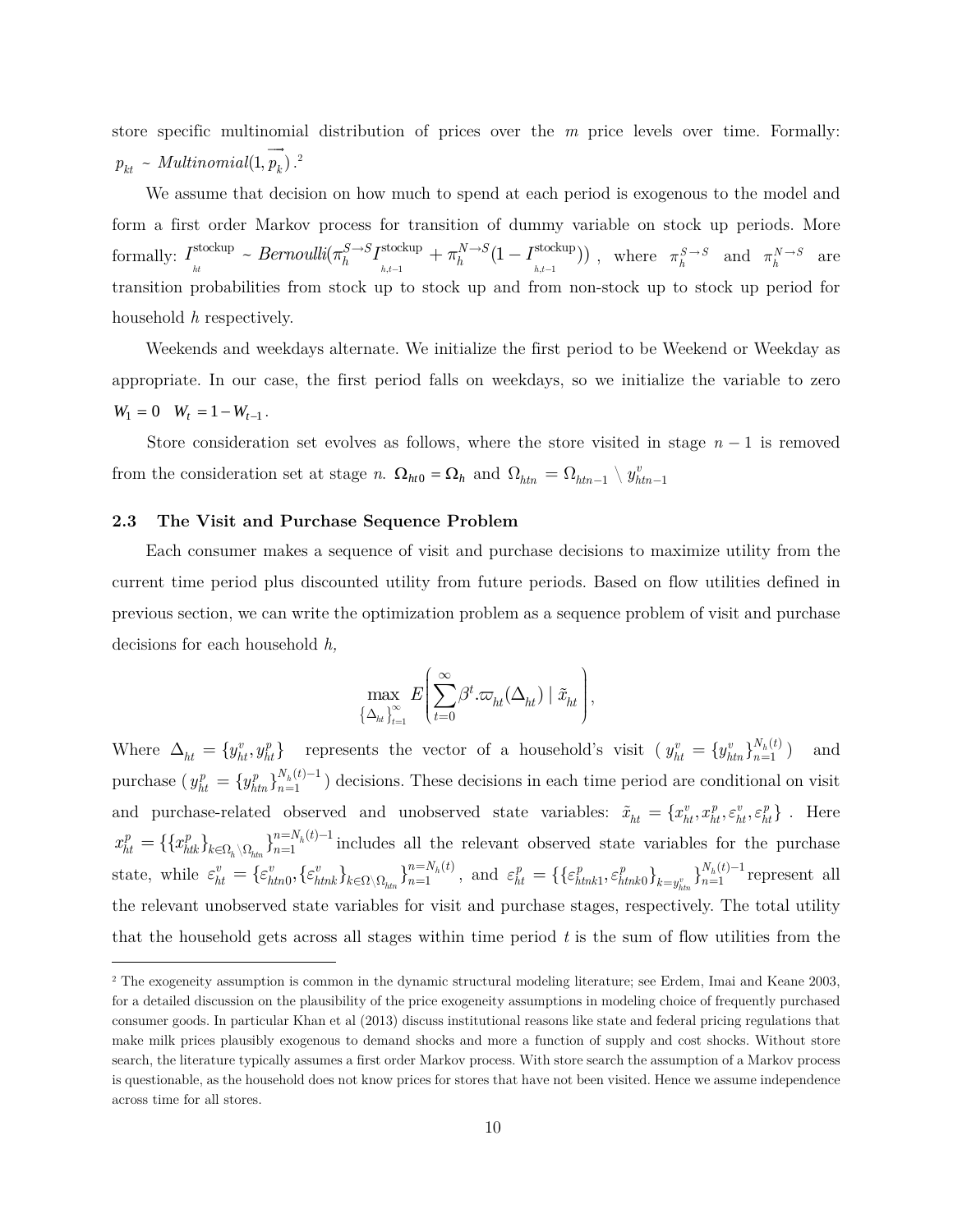store specific multinomial distribution of prices over the $m$ price levels over time. Formally: $p_{kt} \sim Multinomial(1, \overrightarrow{p_k})$.[2]

We assume that decision on how much to spend at each period is exogenous to the model and form a first order Markov process for transition of dummy variable on stock up periods. More formally: $I_{ht}^{\text{stockup}} \sim Bernoulli(\pi_h^{S \to S} I_{h,t-1}^{\text{stockup}} + \pi_h^{N \to S}(1 - I_{h,t-1}^{\text{stockup}}))$, where $\pi_h^{S \to S}$ and $\pi_h^{N \to S}$ are transition probabilities from stock up to stock up and from non-stock up to stock up period for household $h$ respectively.

Weekends and weekdays alternate. We initialize the first period to be Weekend or Weekday as appropriate. In our case, the first period falls on weekdays, so we initialize the variable to zero $W_1 = 0 \quad W_t = 1 - W_{t-1}$.

Store consideration set evolves as follows, where the store visited in stage $n-1$ is removed from the consideration set at stage $n$. $\Omega_{ht0} = \Omega_h$ and $\Omega_{htn} = \Omega_{htn-1} \setminus y_{htn-1}^v$

### 2.3 The Visit and Purchase Sequence Problem

Each consumer makes a sequence of visit and purchase decisions to maximize utility from the current time period plus discounted utility from future periods. Based on flow utilities defined in previous section, we can write the optimization problem as a sequence problem of visit and purchase decisions for each household $h$,

$$\max_{\{\Delta_{ht}\}_{t=1}^{\infty}} E\left(\sum_{t=0}^{\infty} \beta^t . \varpi_{ht}(\Delta_{ht}) \mid \tilde{x}_{ht}\right),$$

Where $\Delta_{ht} = \{y_{ht}^v, y_{ht}^p\}$ represents the vector of a household's visit ( $y_{ht}^v = \{y_{htn}^v\}_{n=1}^{N_h(t)}$ ) and purchase ( $y_{ht}^p = \{y_{htn}^p\}_{n=1}^{N_h(t)-1}$ ) decisions. These decisions in each time period are conditional on visit and purchase-related observed and unobserved state variables: $\tilde{x}_{ht} = \{x_{ht}^v, x_{ht}^p, \varepsilon_{ht}^v, \varepsilon_{ht}^p\}$. Here $x_{ht}^p = \{\{x_{htk}^p\}_{k \in \Omega_h \setminus \Omega_{htn}}\}_{n=1}^{n=N_h(t)-1}$ includes all the relevant observed state variables for the purchase state, while $\varepsilon_{ht}^v = \{\varepsilon_{htn0}^v, \{\varepsilon_{htnk}^v\}_{k \in \Omega \setminus \Omega_{htn}}\}_{n=1}^{n=N_h(t)}$, and $\varepsilon_{ht}^p = \{\{\varepsilon_{htnk1}^p, \varepsilon_{htnk0}^p\}_{k=y_{htn}^v}\}_{n=1}^{N_h(t)-1}$ represent all the relevant unobserved state variables for visit and purchase stages, respectively. The total utility that the household gets across all stages within time period $t$ is the sum of flow utilities from the

[2] The exogeneity assumption is common in the dynamic structural modeling literature; see Erdem, Imai and Keane 2003, for a detailed discussion on the plausibility of the price exogeneity assumptions in modeling choice of frequently purchased consumer goods. In particular Khan et al (2013) discuss institutional reasons like state and federal pricing regulations that make milk prices plausibly exogenous to demand shocks and more a function of supply and cost shocks. Without store search, the literature typically assumes a first order Markov process. With store search the assumption of a Markov process is questionable, as the household does not know prices for stores that have not been visited. Hence we assume independence across time for all stores.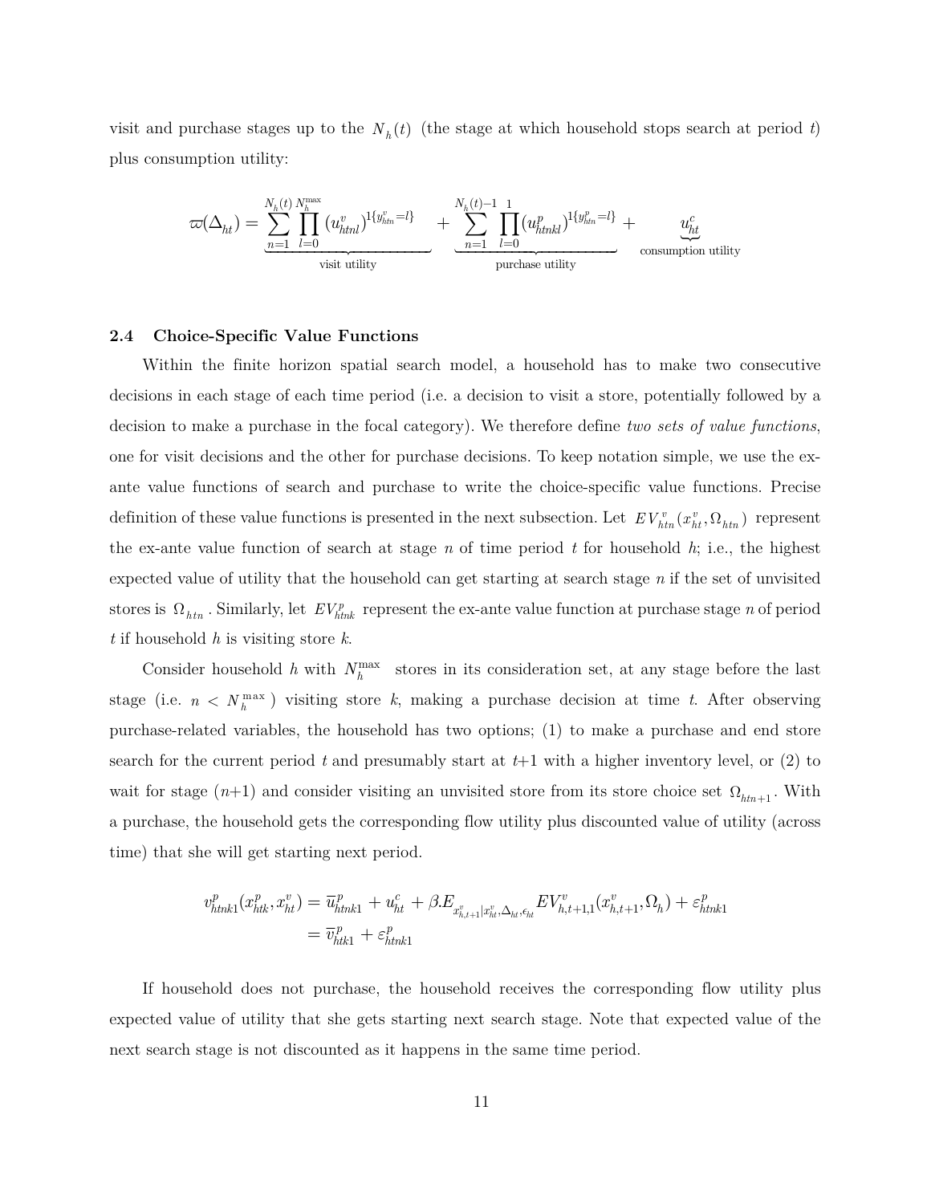visit and purchase stages up to the $N_h(t)$ (the stage at which household stops search at period $t$) plus consumption utility:

$$\varpi(\Delta_{ht}) = \underbrace{\sum_{n=1}^{N_h(t)} \prod_{l=0}^{N_h^{\max}} (u_{htnl}^{v})^{1\{y_{htn}^{v}=l\}}}_{\text{visit utility}} + \underbrace{\sum_{n=1}^{N_h(t)-1} \prod_{l=0}^{1} (u_{htnkl}^{p})^{1\{y_{htn}^{p}=l\}}}_{\text{purchase utility}} + \underbrace{u_{ht}^{c}}_{\text{consumption utility}}$$

### 2.4 Choice-Specific Value Functions

Within the finite horizon spatial search model, a household has to make two consecutive decisions in each stage of each time period (i.e. a decision to visit a store, potentially followed by a decision to make a purchase in the focal category). We therefore define *two sets of value functions*, one for visit decisions and the other for purchase decisions. To keep notation simple, we use the ex-ante value functions of search and purchase to write the choice-specific value functions. Precise definition of these value functions is presented in the next subsection. Let $EV_{htn}^{v}(x_{ht}^{v}, \Omega_{htn})$ represent the ex-ante value function of search at stage $n$ of time period $t$ for household $h$; i.e., the highest expected value of utility that the household can get starting at search stage $n$ if the set of unvisited stores is $\Omega_{htn}$. Similarly, let $EV_{htnk}^{p}$ represent the ex-ante value function at purchase stage $n$ of period $t$ if household $h$ is visiting store $k$.

Consider household $h$ with $N_h^{\max}$ stores in its consideration set, at any stage before the last stage (i.e. $n < N_h^{\max}$) visiting store $k$, making a purchase decision at time $t$. After observing purchase-related variables, the household has two options; (1) to make a purchase and end store search for the current period $t$ and presumably start at $t$+1 with a higher inventory level, or (2) to wait for stage ($n$+1) and consider visiting an unvisited store from its store choice set $\Omega_{htn+1}$. With a purchase, the household gets the corresponding flow utility plus discounted value of utility (across time) that she will get starting next period.

$$\begin{aligned}
v_{htnk1}^{p}(x_{htk}^{p}, x_{ht}^{v}) &= \overline{u}_{htnk1}^{p} + u_{ht}^{c} + \beta . E_{x_{h,t+1}^{v}|x_{ht}^{v},\Delta_{ht},\epsilon_{ht}} EV_{h,t+1,1}^{v}(x_{h,t+1}^{v}, \Omega_{h}) + \varepsilon_{htnk1}^{p} \\
&= \overline{v}_{htk1}^{p} + \varepsilon_{htnk1}^{p}
\end{aligned}$$

If household does not purchase, the household receives the corresponding flow utility plus expected value of utility that she gets starting next search stage. Note that expected value of the next search stage is not discounted as it happens in the same time period.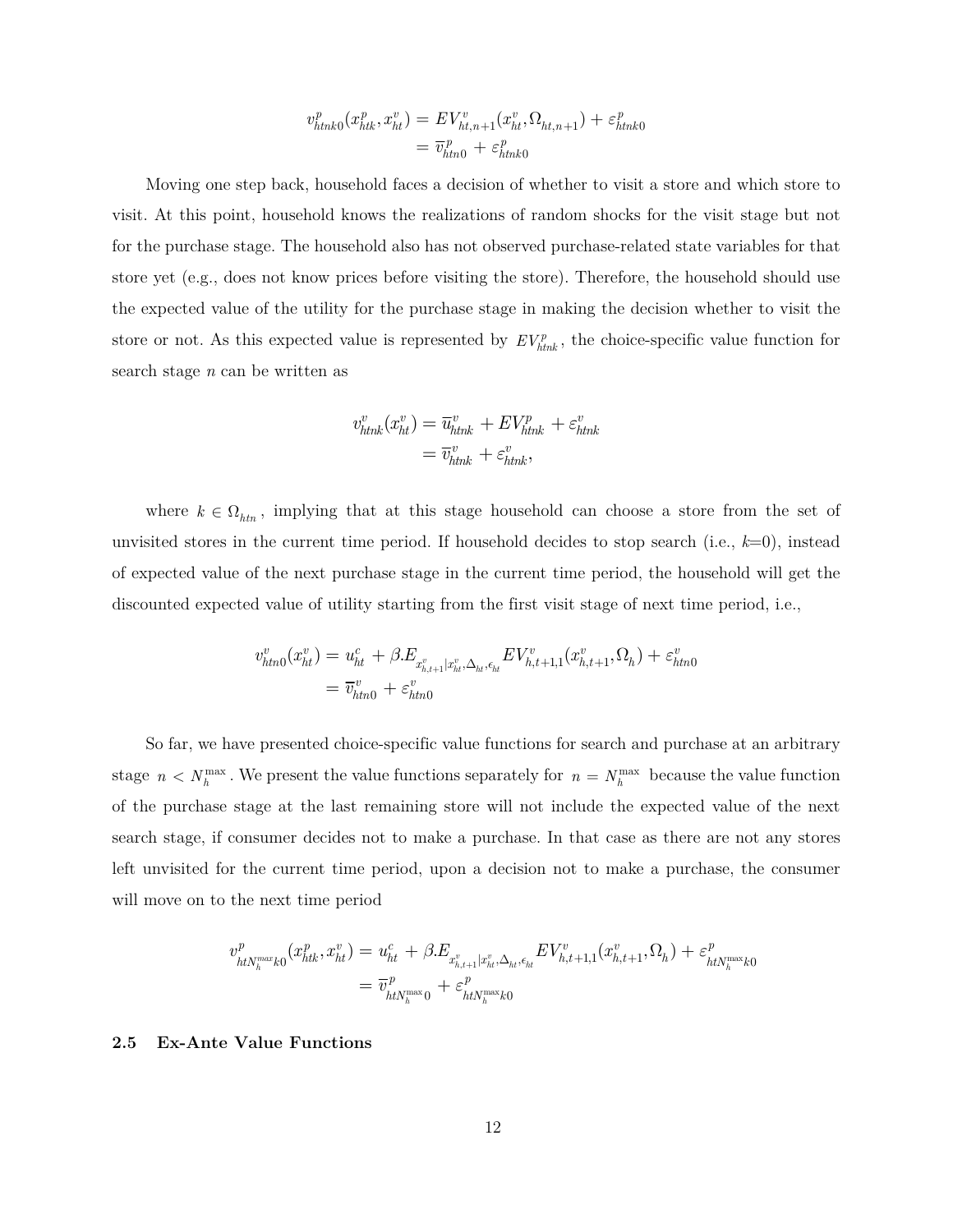$$
\begin{aligned}
v^{p}_{htnk0}(x^{p}_{htk}, x^{v}_{ht}) &= EV^{v}_{ht,n+1}(x^{v}_{ht}, \Omega_{ht,n+1}) + \varepsilon^{p}_{htnk0} \\
&= \overline{v}^{p}_{htn0} + \varepsilon^{p}_{htnk0}
\end{aligned}
$$

Moving one step back, household faces a decision of whether to visit a store and which store to visit. At this point, household knows the realizations of random shocks for the visit stage but not for the purchase stage. The household also has not observed purchase-related state variables for that store yet (e.g., does not know prices before visiting the store). Therefore, the household should use the expected value of the utility for the purchase stage in making the decision whether to visit the store or not. As this expected value is represented by $EV^{p}_{htnk}$, the choice-specific value function for search stage $n$ can be written as

$$
\begin{aligned}
v^{v}_{htnk}(x^{v}_{ht}) &= \overline{u}^{v}_{htnk} + EV^{p}_{htnk} + \varepsilon^{v}_{htnk} \\
&= \overline{v}^{v}_{htnk} + \varepsilon^{v}_{htnk},
\end{aligned}
$$

where $k \in \Omega_{htn}$, implying that at this stage household can choose a store from the set of unvisited stores in the current time period. If household decides to stop search (i.e., $k$=0), instead of expected value of the next purchase stage in the current time period, the household will get the discounted expected value of utility starting from the first visit stage of next time period, i.e.,

$$
\begin{aligned}
v^{v}_{htn0}(x^{v}_{ht}) &= u^{c}_{ht} + \beta . E_{x^{v}_{h,t+1}|x^{v}_{ht},\Delta_{ht},\epsilon_{ht}} EV^{v}_{h,t+1,1}(x^{v}_{h,t+1}, \Omega_{h}) + \varepsilon^{v}_{htn0} \\
&= \overline{v}^{v}_{htn0} + \varepsilon^{v}_{htn0}
\end{aligned}
$$

So far, we have presented choice-specific value functions for search and purchase at an arbitrary stage $n < N^{\max}_{h}$. We present the value functions separately for $n = N^{\max}_{h}$ because the value function of the purchase stage at the last remaining store will not include the expected value of the next search stage, if consumer decides not to make a purchase. In that case as there are not any stores left unvisited for the current time period, upon a decision not to make a purchase, the consumer will move on to the next time period

$$
\begin{aligned}
v^{p}_{htN^{max}_{h}k0}(x^{p}_{htk}, x^{v}_{ht}) &= u^{c}_{ht} + \beta . E_{x^{v}_{h,t+1}|x^{v}_{ht},\Delta_{ht},\epsilon_{ht}} EV^{v}_{h,t+1,1}(x^{v}_{h,t+1}, \Omega_{h}) + \varepsilon^{p}_{htN^{\max}_{h}k0} \\
&= \overline{v}^{p}_{htN^{\max}_{h}0} + \varepsilon^{p}_{htN^{\max}_{h}k0}
\end{aligned}
$$

### 2.5 Ex-Ante Value Functions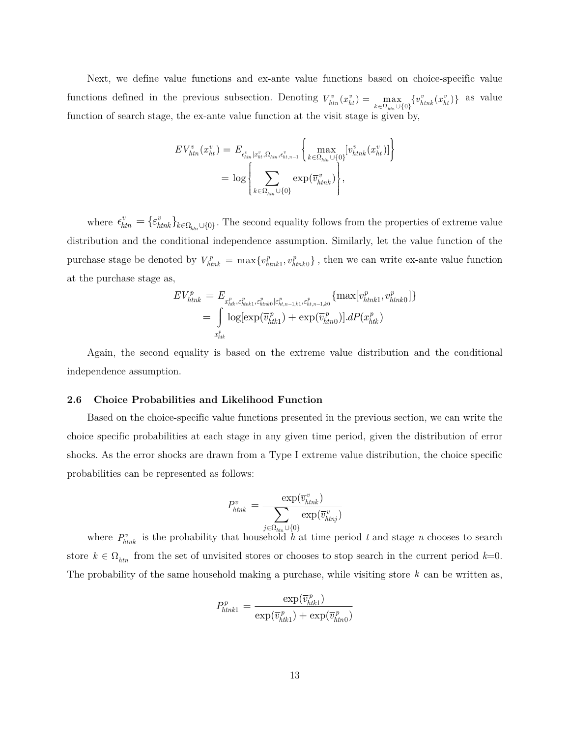Next, we define value functions and ex-ante value functions based on choice-specific value functions defined in the previous subsection. Denoting $V^v_{htn}(x^v_{ht}) = \max_{k \in \Omega_{htn} \cup \{0\}} \{v^v_{htnk}(x^v_{ht})\}$ as value function of search stage, the ex-ante value function at the visit stage is given by,

$$
\begin{aligned}
EV^v_{htn}(x^v_{ht}) &= E_{\epsilon^v_{htn} | x^v_{ht}, \Omega_{htn}, \epsilon^v_{ht,n-1}} \left\{ \max_{k \in \Omega_{htn} \cup \{0\}} [v^v_{htnk}(x^v_{ht})] \right\} \\
&= \log \left\{ \sum_{k \in \Omega_{htn} \cup \{0\}} \exp(\overline{v}^v_{htnk}) \right\},
\end{aligned}
$$

where $\epsilon^v_{htn} = \{\varepsilon^v_{htnk}\}_{k \in \Omega_{htn} \cup \{0\}}$. The second equality follows from the properties of extreme value distribution and the conditional independence assumption. Similarly, let the value function of the purchase stage be denoted by $V^p_{htnk} = \max\{v^p_{htnk1}, v^p_{htnk0}\}$, then we can write ex-ante value function at the purchase stage as,

$$
\begin{aligned}
EV^p_{htnk} &= E_{x^p_{htk}, \varepsilon^p_{htnk1}, \varepsilon^p_{htnk0} | \varepsilon^p_{ht,n-1,k1}, \varepsilon^p_{ht,n-1,k0}} \{\max[v^p_{htnk1}, v^p_{htnk0}]\} \\
&= \int_{x^p_{htk}} \log[\exp(\overline{v}^p_{htk1}) + \exp(\overline{v}^p_{htn0})].dP(x^p_{htk})
\end{aligned}
$$

Again, the second equality is based on the extreme value distribution and the conditional independence assumption.

### 2.6 Choice Probabilities and Likelihood Function

Based on the choice-specific value functions presented in the previous section, we can write the choice specific probabilities at each stage in any given time period, given the distribution of error shocks. As the error shocks are drawn from a Type I extreme value distribution, the choice specific probabilities can be represented as follows:

$$
P^v_{htnk} = \frac{\exp(\overline{v}^v_{htnk})}{\sum_{j \in \Omega_{htn} \cup \{0\}} \exp(\overline{v}^v_{htnj})}
$$

where $P^v_{htnk}$ is the probability that household $h$ at time period $t$ and stage $n$ chooses to search store $k \in \Omega_{htn}$ from the set of unvisited stores or chooses to stop search in the current period $k$=0. The probability of the same household making a purchase, while visiting store $k$ can be written as,

$$
P^p_{htnk1} = \frac{\exp(\overline{v}^p_{htk1})}{\exp(\overline{v}^p_{htk1}) + \exp(\overline{v}^p_{htn0})}
$$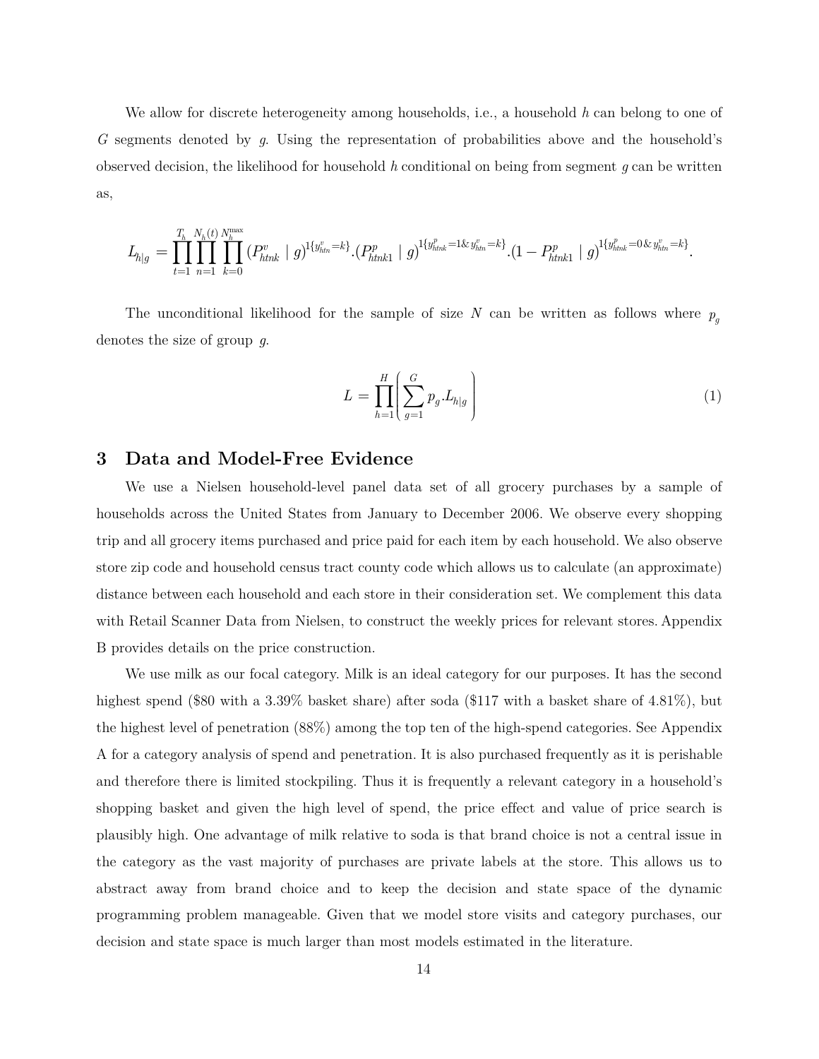We allow for discrete heterogeneity among households, i.e., a household $h$ can belong to one of $G$ segments denoted by $g$. Using the representation of probabilities above and the household's observed decision, the likelihood for household $h$ conditional on being from segment $g$ can be written as,

$$L_{h|g} = \prod_{t=1}^{T_h} \prod_{n=1}^{N_h(t)} \prod_{k=0}^{N_h^{\max}} (P_{htnk}^{v} \mid g)^{1\{y_{htn}^{v}=k\}} . (P_{htnk1}^{p} \mid g)^{1\{y_{htnk}^{p}=1 \& y_{htn}^{v}=k\}} . (1 - P_{htnk1}^{p} \mid g)^{1\{y_{htnk}^{p}=0 \& y_{htn}^{v}=k\}}.$$

The unconditional likelihood for the sample of size $N$ can be written as follows where $p_g$ denotes the size of group $g$.

$$L = \prod_{h=1}^{H} \left( \sum_{g=1}^{G} p_g . L_{h|g} \right) \tag{1}$$

## 3 Data and Model-Free Evidence

We use a Nielsen household-level panel data set of all grocery purchases by a sample of households across the United States from January to December 2006. We observe every shopping trip and all grocery items purchased and price paid for each item by each household. We also observe store zip code and household census tract county code which allows us to calculate (an approximate) distance between each household and each store in their consideration set. We complement this data with Retail Scanner Data from Nielsen, to construct the weekly prices for relevant stores. Appendix B provides details on the price construction.

We use milk as our focal category. Milk is an ideal category for our purposes. It has the second highest spend (\$80 with a 3.39% basket share) after soda (\$117 with a basket share of 4.81%), but the highest level of penetration (88%) among the top ten of the high-spend categories. See Appendix A for a category analysis of spend and penetration. It is also purchased frequently as it is perishable and therefore there is limited stockpiling. Thus it is frequently a relevant category in a household's shopping basket and given the high level of spend, the price effect and value of price search is plausibly high. One advantage of milk relative to soda is that brand choice is not a central issue in the category as the vast majority of purchases are private labels at the store. This allows us to abstract away from brand choice and to keep the decision and state space of the dynamic programming problem manageable. Given that we model store visits and category purchases, our decision and state space is much larger than most models estimated in the literature.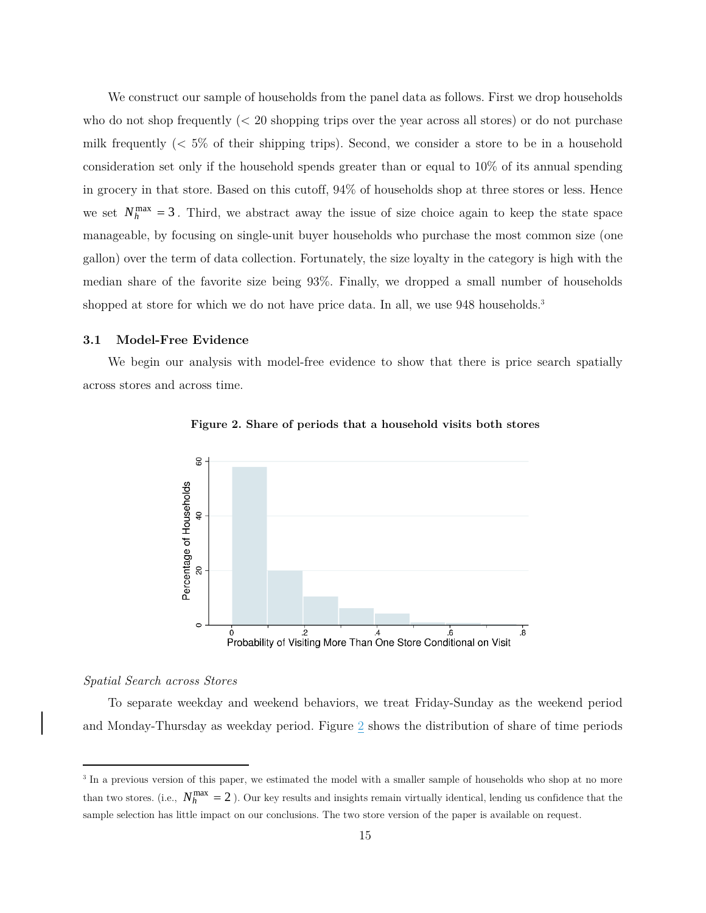We construct our sample of households from the panel data as follows. First we drop households who do not shop frequently (< 20 shopping trips over the year across all stores) or do not purchase milk frequently (< 5% of their shipping trips). Second, we consider a store to be in a household consideration set only if the household spends greater than or equal to 10% of its annual spending in grocery in that store. Based on this cutoff, 94% of households shop at three stores or less. Hence we set $N_h^{\max} = 3$. Third, we abstract away the issue of size choice again to keep the state space manageable, by focusing on single-unit buyer households who purchase the most common size (one gallon) over the term of data collection. Fortunately, the size loyalty in the category is high with the median share of the favorite size being 93%. Finally, we dropped a small number of households shopped at store for which we do not have price data. In all, we use 948 households.[3]

### 3.1 Model-Free Evidence

We begin our analysis with model-free evidence to show that there is price search spatially across stores and across time.

**Figure 2. Share of periods that a household visits both stores**

*Spatial Search across Stores*

To separate weekday and weekend behaviors, we treat Friday-Sunday as the weekend period and Monday-Thursday as weekday period. Figure 2 shows the distribution of share of time periods

---

[3] In a previous version of this paper, we estimated the model with a smaller sample of households who shop at no more than two stores. (i.e., $N_h^{\max} = 2$). Our key results and insights remain virtually identical, lending us confidence that the sample selection has little impact on our conclusions. The two store version of the paper is available on request.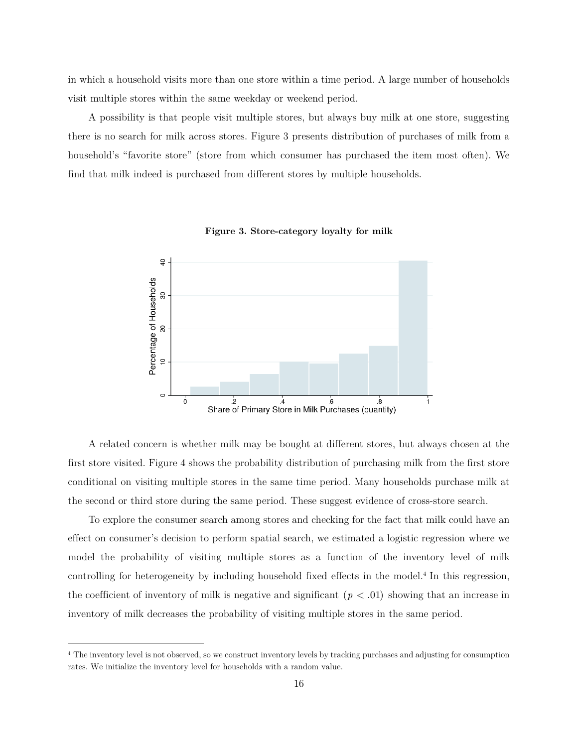in which a household visits more than one store within a time period. A large number of households visit multiple stores within the same weekday or weekend period.

A possibility is that people visit multiple stores, but always buy milk at one store, suggesting there is no search for milk across stores. Figure 3 presents distribution of purchases of milk from a household's "favorite store" (store from which consumer has purchased the item most often). We find that milk indeed is purchased from different stores by multiple households.

**Figure 3. Store-category loyalty for milk**

A related concern is whether milk may be bought at different stores, but always chosen at the first store visited. Figure 4 shows the probability distribution of purchasing milk from the first store conditional on visiting multiple stores in the same time period. Many households purchase milk at the second or third store during the same period. These suggest evidence of cross-store search.

To explore the consumer search among stores and checking for the fact that milk could have an effect on consumer's decision to perform spatial search, we estimated a logistic regression where we model the probability of visiting multiple stores as a function of the inventory level of milk controlling for heterogeneity by including household fixed effects in the model.[4] In this regression, the coefficient of inventory of milk is negative and significant ($p < .01$) showing that an increase in inventory of milk decreases the probability of visiting multiple stores in the same period.

[4] The inventory level is not observed, so we construct inventory levels by tracking purchases and adjusting for consumption rates. We initialize the inventory level for households with a random value.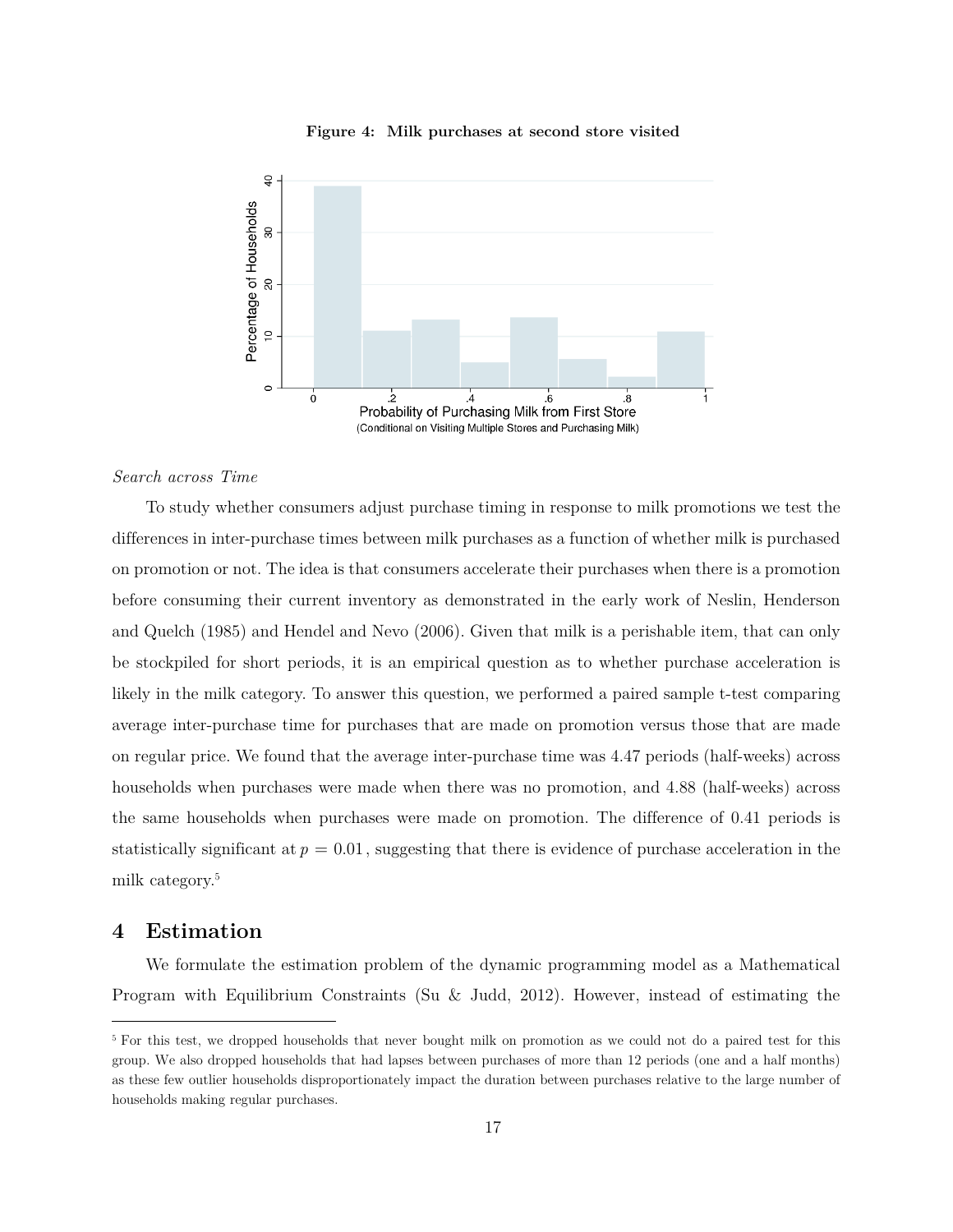**Figure 4: Milk purchases at second store visited**

*Search across Time*

To study whether consumers adjust purchase timing in response to milk promotions we test the differences in inter-purchase times between milk purchases as a function of whether milk is purchased on promotion or not. The idea is that consumers accelerate their purchases when there is a promotion before consuming their current inventory as demonstrated in the early work of Neslin, Henderson and Quelch (1985) and Hendel and Nevo (2006). Given that milk is a perishable item, that can only be stockpiled for short periods, it is an empirical question as to whether purchase acceleration is likely in the milk category. To answer this question, we performed a paired sample t-test comparing average inter-purchase time for purchases that are made on promotion versus those that are made on regular price. We found that the average inter-purchase time was 4.47 periods (half-weeks) across households when purchases were made when there was no promotion, and 4.88 (half-weeks) across the same households when purchases were made on promotion. The difference of 0.41 periods is statistically significant at $p = 0.01$, suggesting that there is evidence of purchase acceleration in the milk category.[5]

# 4 Estimation

We formulate the estimation problem of the dynamic programming model as a Mathematical Program with Equilibrium Constraints (Su & Judd, 2012). However, instead of estimating the

[5] For this test, we dropped households that never bought milk on promotion as we could not do a paired test for this group. We also dropped households that had lapses between purchases of more than 12 periods (one and a half months) as these few outlier households disproportionately impact the duration between purchases relative to the large number of households making regular purchases.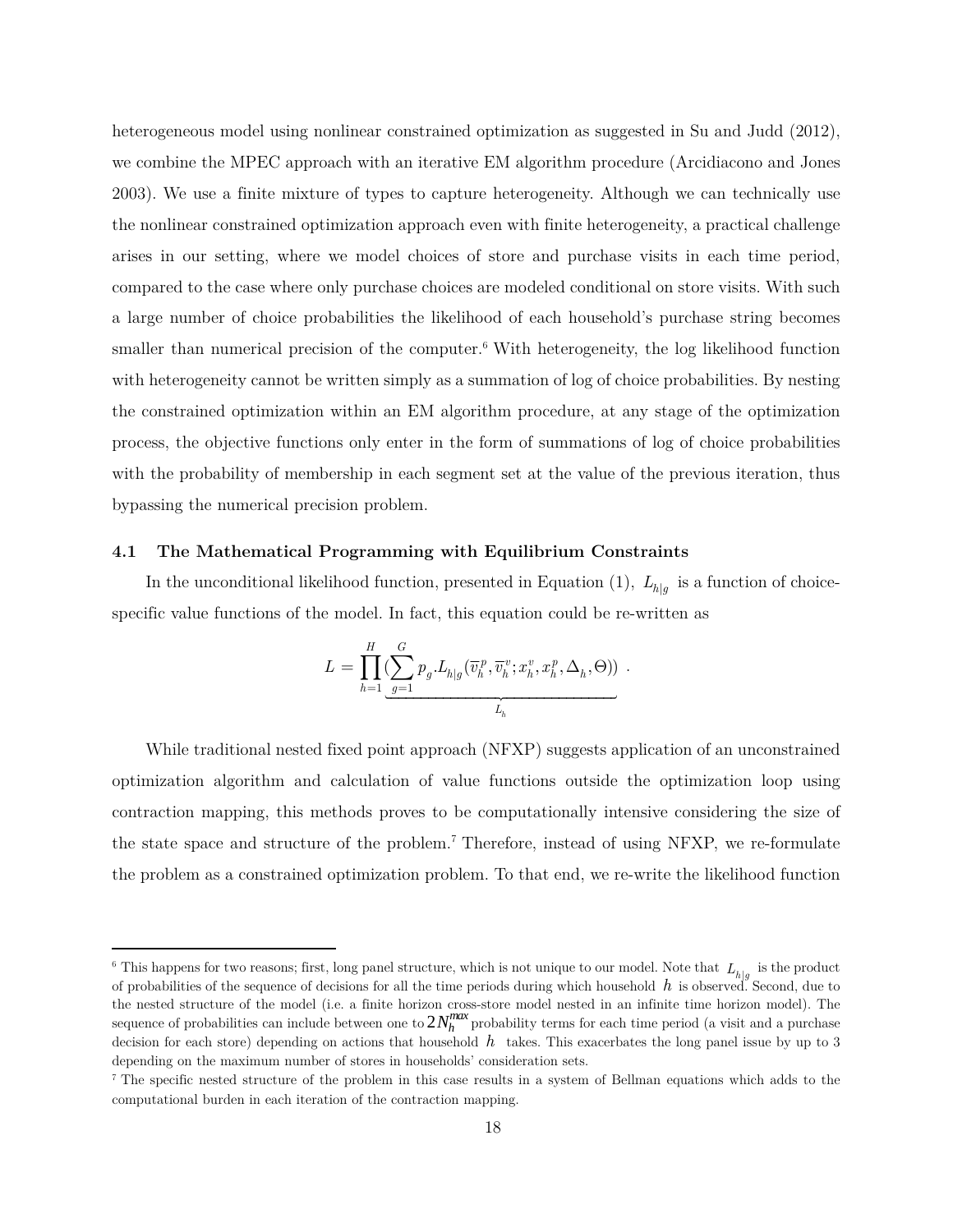heterogeneous model using nonlinear constrained optimization as suggested in Su and Judd (2012), we combine the MPEC approach with an iterative EM algorithm procedure (Arcidiacono and Jones 2003). We use a finite mixture of types to capture heterogeneity. Although we can technically use the nonlinear constrained optimization approach even with finite heterogeneity, a practical challenge arises in our setting, where we model choices of store and purchase visits in each time period, compared to the case where only purchase choices are modeled conditional on store visits. With such a large number of choice probabilities the likelihood of each household's purchase string becomes smaller than numerical precision of the computer.[6] With heterogeneity, the log likelihood function with heterogeneity cannot be written simply as a summation of log of choice probabilities. By nesting the constrained optimization within an EM algorithm procedure, at any stage of the optimization process, the objective functions only enter in the form of summations of log of choice probabilities with the probability of membership in each segment set at the value of the previous iteration, thus bypassing the numerical precision problem.

### 4.1 The Mathematical Programming with Equilibrium Constraints

In the unconditional likelihood function, presented in Equation (1), $L_{h|g}$ is a function of choice-specific value functions of the model. In fact, this equation could be re-written as

$$L = \prod_{h=1}^{H} \underbrace{(\sum_{g=1}^{G} p_g . L_{h|g}(\overline{v}_h^p, \overline{v}_h^v; x_h^v, x_h^p, \Delta_h, \Theta))}_{L_h} \ .$$

While traditional nested fixed point approach (NFXP) suggests application of an unconstrained optimization algorithm and calculation of value functions outside the optimization loop using contraction mapping, this methods proves to be computationally intensive considering the size of the state space and structure of the problem.[7] Therefore, instead of using NFXP, we re-formulate the problem as a constrained optimization problem. To that end, we re-write the likelihood function

---

[6] This happens for two reasons; first, long panel structure, which is not unique to our model. Note that $L_{h|g}$ is the product of probabilities of the sequence of decisions for all the time periods during which household $h$ is observed. Second, due to the nested structure of the model (i.e. a finite horizon cross-store model nested in an infinite time horizon model). The sequence of probabilities can include between one to $2N_h^{max}$ probability terms for each time period (a visit and a purchase decision for each store) depending on actions that household $h$ takes. This exacerbates the long panel issue by up to 3 depending on the maximum number of stores in households' consideration sets.

[7] The specific nested structure of the problem in this case results in a system of Bellman equations which adds to the computational burden in each iteration of the contraction mapping.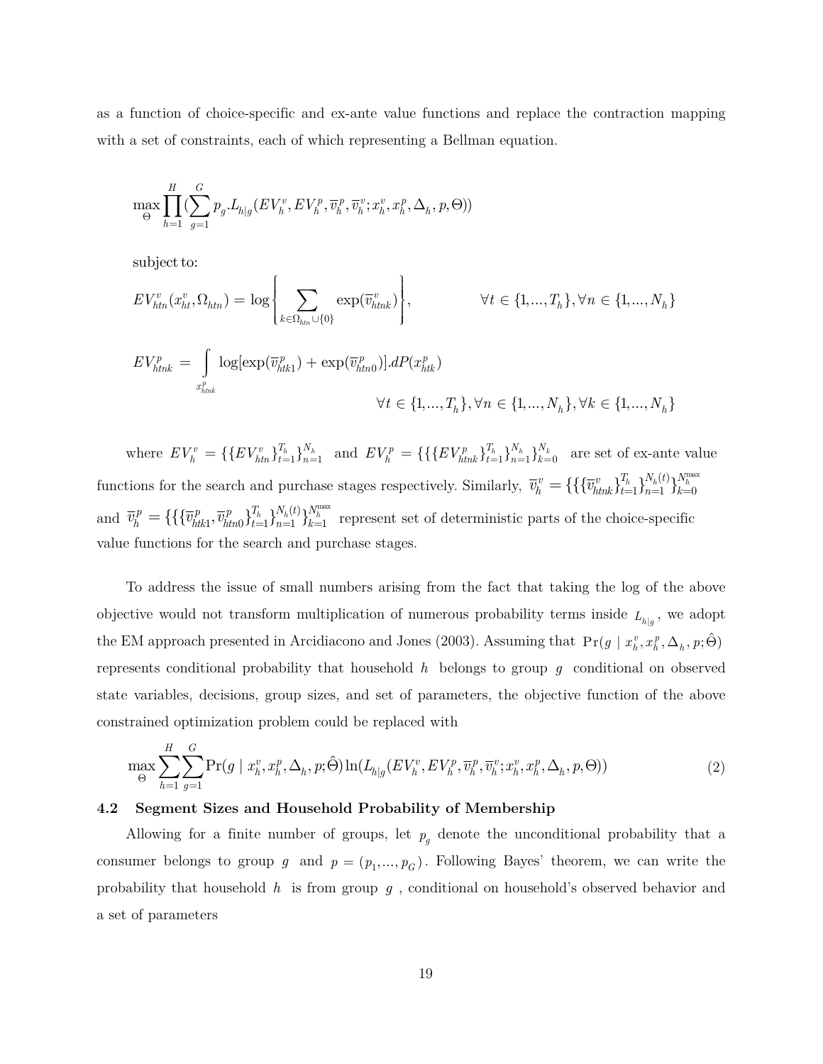as a function of choice-specific and ex-ante value functions and replace the contraction mapping with a set of constraints, each of which representing a Bellman equation.

$$\max_{\Theta} \prod_{h=1}^{H} \left(\sum_{g=1}^{G} p_g . L_{h|g}(EV_h^v, EV_h^p, \overline{v}_h^p, \overline{v}_h^v; x_h^v, x_h^p, \Delta_h, p, \Theta)\right)$$

subject to:

$$EV_{htn}^v(x_{ht}^v, \Omega_{htn}) = \log\left\{ \sum_{k \in \Omega_{htn} \cup \{0\}} \exp(\overline{v}_{htnk}^v) \right\}, \qquad \forall t \in \{1,...,T_h\}, \forall n \in \{1,...,N_h\}$$

$$EV_{htnk}^p = \int_{x_{htnk}^p} \log[\exp(\overline{v}_{htk1}^p) + \exp(\overline{v}_{htn0}^p)].dP(x_{htk}^p)$$
$$\forall t \in \{1,...,T_h\}, \forall n \in \{1,...,N_h\}, \forall k \in \{1,...,N_h\}$$

where $EV_h^v = \{\{EV_{htn}^v\}_{t=1}^{T_h}\}_{n=1}^{N_h}$ and $EV_h^p = \{\{\{EV_{htnk}^p\}_{t=1}^{T_h}\}_{n=1}^{N_h}\}_{k=0}^{N_k}$ are set of ex-ante value functions for the search and purchase stages respectively. Similarly, $\overline{v}_h^v = \{\{\{\overline{v}_{htnk}^v\}_{t=1}^{T_h}\}_{n=1}^{N_h(t)}\}_{k=0}^{N_h^{\max}}$ and $\overline{v}_h^p = \{\{\{\overline{v}_{htk1}^p, \overline{v}_{htn0}^p\}_{t=1}^{T_h}\}_{n=1}^{N_h(t)}\}_{k=1}^{N_h^{\max}}$ represent set of deterministic parts of the choice-specific value functions for the search and purchase stages.

To address the issue of small numbers arising from the fact that taking the log of the above objective would not transform multiplication of numerous probability terms inside $L_{h|g}$, we adopt the EM approach presented in Arcidiacono and Jones (2003). Assuming that $\Pr(g \mid x_h^v, x_h^p, \Delta_h, p; \hat{\Theta})$ represents conditional probability that household $h$ belongs to group $g$ conditional on observed state variables, decisions, group sizes, and set of parameters, the objective function of the above constrained optimization problem could be replaced with

$$\max_{\Theta} \sum_{h=1}^{H} \sum_{g=1}^{G} \Pr(g \mid x_h^v, x_h^p, \Delta_h, p; \hat{\Theta}) \ln(L_{h|g}(EV_h^v, EV_h^p, \overline{v}_h^p, \overline{v}_h^v; x_h^v, x_h^p, \Delta_h, p, \Theta)) \tag{2}$$

### 4.2 Segment Sizes and Household Probability of Membership

Allowing for a finite number of groups, let $p_g$ denote the unconditional probability that a consumer belongs to group $g$ and $p = (p_1, ..., p_G)$. Following Bayes' theorem, we can write the probability that household $h$ is from group $g$, conditional on household's observed behavior and a set of parameters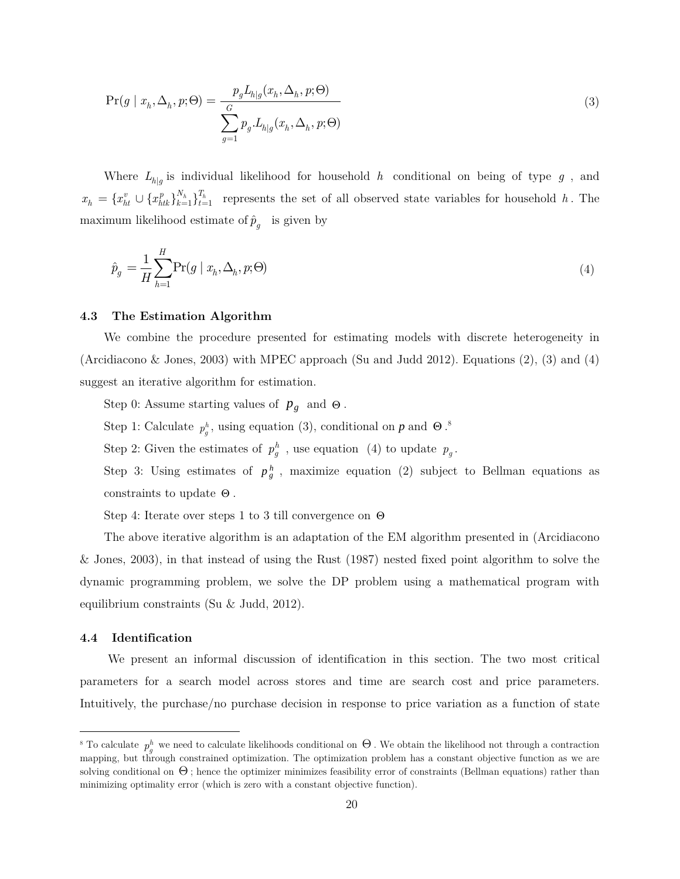$$\Pr(g \mid x_h, \Delta_h, p; \Theta) = \frac{p_g L_{h|g}(x_h, \Delta_h, p; \Theta)}{\sum_{g=1}^{G} p_g . L_{h|g}(x_h, \Delta_h, p; \Theta)} \tag{3}$$

Where $L_{h|g}$ is individual likelihood for household $h$ conditional on being of type $g$, and $x_h = \{x_{ht}^v \cup \{x_{htk}^p\}_{k=1}^{N_h}\}_{t=1}^{T_h}$ represents the set of all observed state variables for household $h$. The maximum likelihood estimate of $\hat{p}_g$ is given by

$$\hat{p}_g = \frac{1}{H} \sum_{h=1}^{H} \Pr(g \mid x_h, \Delta_h, p; \Theta) \tag{4}$$

### 4.3 The Estimation Algorithm

We combine the procedure presented for estimating models with discrete heterogeneity in (Arcidiacono & Jones, 2003) with MPEC approach (Su and Judd 2012). Equations (2), (3) and (4) suggest an iterative algorithm for estimation.

Step 0: Assume starting values of $p_g$ and $\Theta$.

Step 1: Calculate $p_g^h$, using equation (3), conditional on $p$ and $\Theta$.[8]

Step 2: Given the estimates of $p_g^h$, use equation (4) to update $p_g$.

Step 3: Using estimates of $p_g^h$, maximize equation (2) subject to Bellman equations as constraints to update $\Theta$.

Step 4: Iterate over steps 1 to 3 till convergence on $\Theta$

The above iterative algorithm is an adaptation of the EM algorithm presented in (Arcidiacono & Jones, 2003), in that instead of using the Rust (1987) nested fixed point algorithm to solve the dynamic programming problem, we solve the DP problem using a mathematical program with equilibrium constraints (Su & Judd, 2012).

### 4.4 Identification

We present an informal discussion of identification in this section. The two most critical parameters for a search model across stores and time are search cost and price parameters. Intuitively, the purchase/no purchase decision in response to price variation as a function of state

---

[8] To calculate $p_g^h$ we need to calculate likelihoods conditional on $\Theta$. We obtain the likelihood not through a contraction mapping, but through constrained optimization. The optimization problem has a constant objective function as we are solving conditional on $\Theta$; hence the optimizer minimizes feasibility error of constraints (Bellman equations) rather than minimizing optimality error (which is zero with a constant objective function).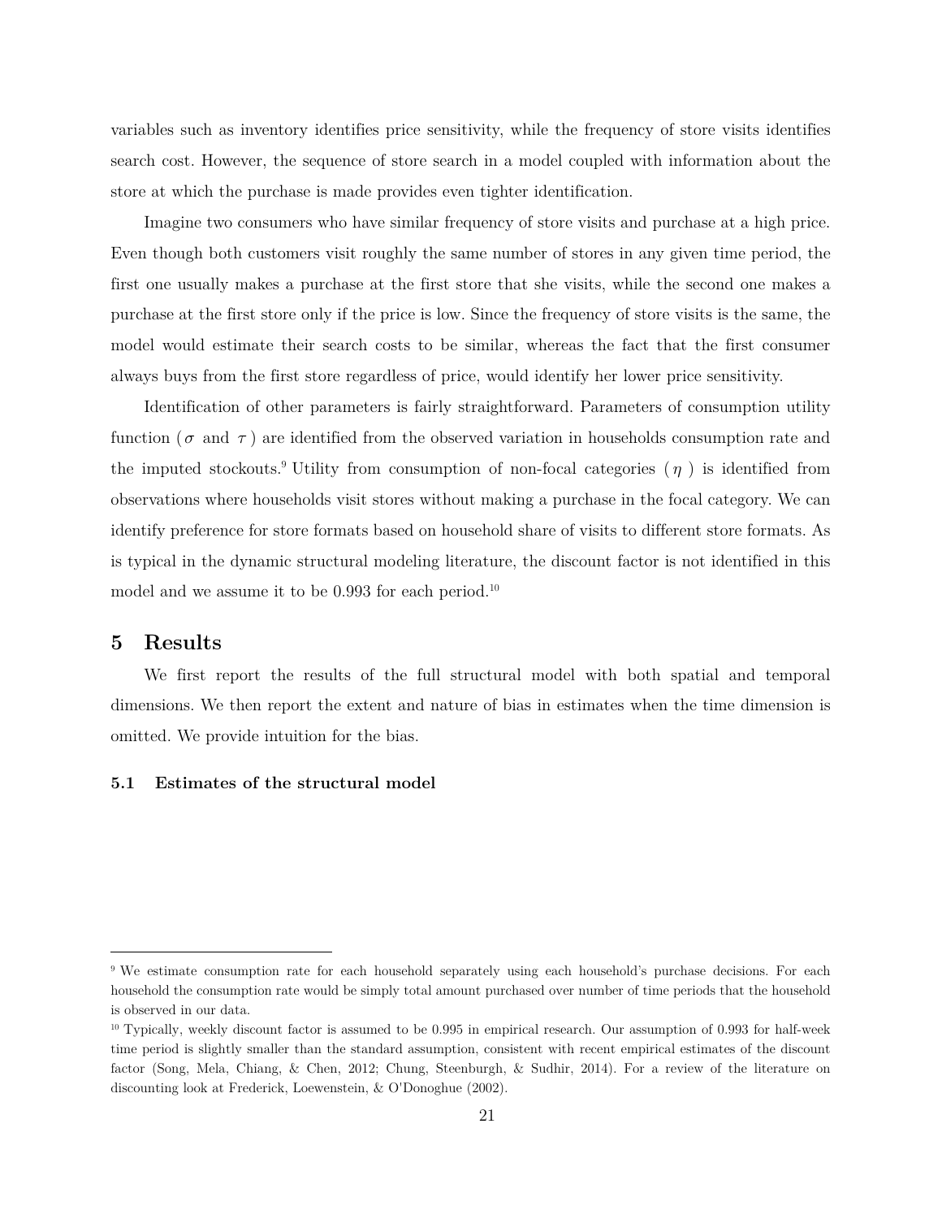variables such as inventory identifies price sensitivity, while the frequency of store visits identifies search cost. However, the sequence of store search in a model coupled with information about the store at which the purchase is made provides even tighter identification.

Imagine two consumers who have similar frequency of store visits and purchase at a high price. Even though both customers visit roughly the same number of stores in any given time period, the first one usually makes a purchase at the first store that she visits, while the second one makes a purchase at the first store only if the price is low. Since the frequency of store visits is the same, the model would estimate their search costs to be similar, whereas the fact that the first consumer always buys from the first store regardless of price, would identify her lower price sensitivity.

Identification of other parameters is fairly straightforward. Parameters of consumption utility function ( $\sigma$ and $\tau$ ) are identified from the observed variation in households consumption rate and the imputed stockouts.[9] Utility from consumption of non-focal categories ( $\eta$ ) is identified from observations where households visit stores without making a purchase in the focal category. We can identify preference for store formats based on household share of visits to different store formats. As is typical in the dynamic structural modeling literature, the discount factor is not identified in this model and we assume it to be 0.993 for each period.[10]

# 5 Results

We first report the results of the full structural model with both spatial and temporal dimensions. We then report the extent and nature of bias in estimates when the time dimension is omitted. We provide intuition for the bias.

## 5.1 Estimates of the structural model

[9] We estimate consumption rate for each household separately using each household's purchase decisions. For each household the consumption rate would be simply total amount purchased over number of time periods that the household is observed in our data.

[10] Typically, weekly discount factor is assumed to be 0.995 in empirical research. Our assumption of 0.993 for half-week time period is slightly smaller than the standard assumption, consistent with recent empirical estimates of the discount factor (Song, Mela, Chiang, & Chen, 2012; Chung, Steenburgh, & Sudhir, 2014). For a review of the literature on discounting look at Frederick, Loewenstein, & O'Donoghue (2002).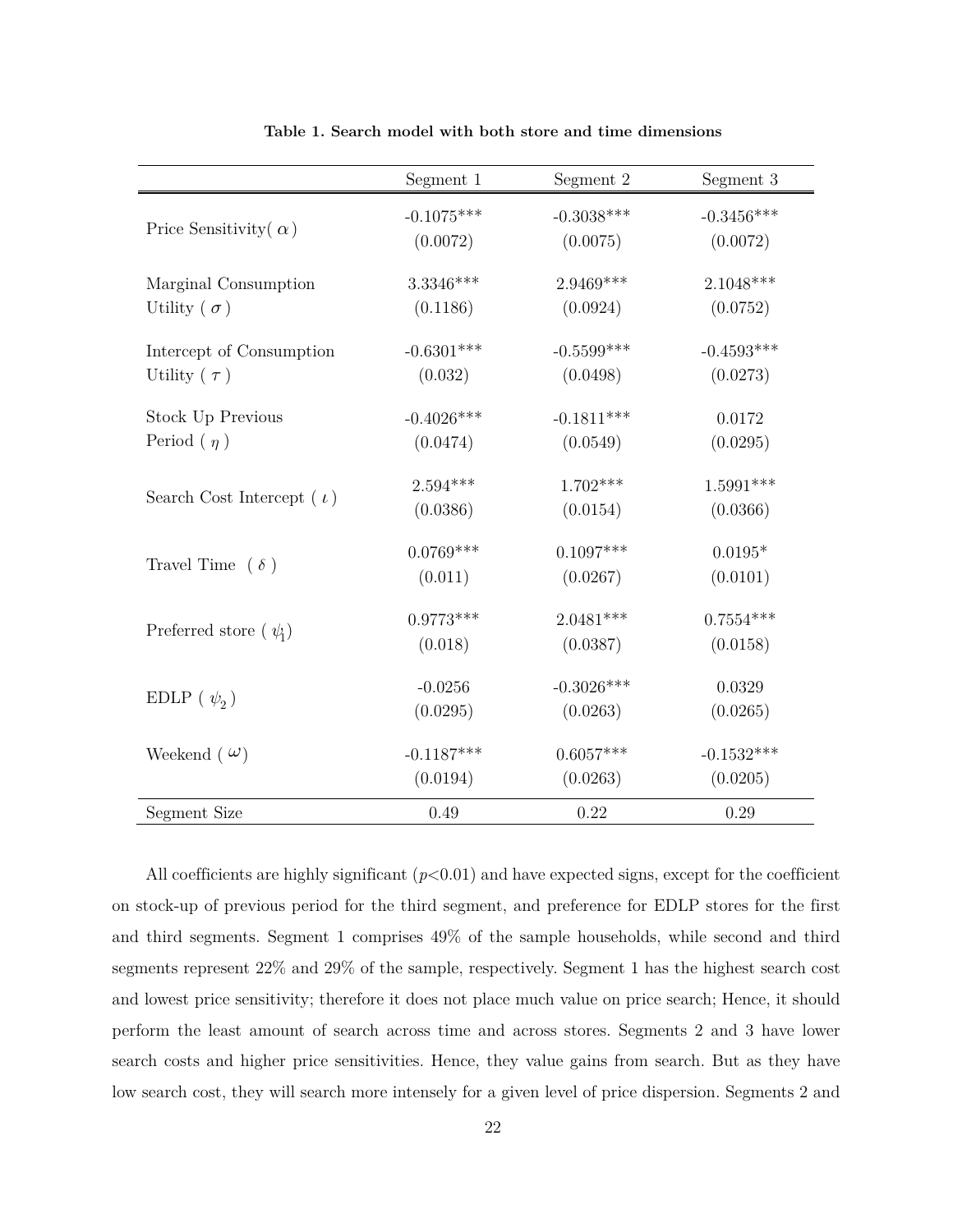**Table 1. Search model with both store and time dimensions**

| | Segment 1 | Segment 2 | Segment 3 |
|---|---|---|---|
| Price Sensitivity( $\alpha$ ) | -0.1075*** | -0.3038*** | -0.3456*** |
| | (0.0072) | (0.0075) | (0.0072) |
| Marginal Consumption Utility ( $\sigma$ ) | 3.3346*** | 2.9469*** | 2.1048*** |
| | (0.1186) | (0.0924) | (0.0752) |
| Intercept of Consumption Utility ( $\tau$ ) | -0.6301*** | -0.5599*** | -0.4593*** |
| | (0.032) | (0.0498) | (0.0273) |
| Stock Up Previous Period ( $\eta$ ) | -0.4026*** | -0.1811*** | 0.0172 |
| | (0.0474) | (0.0549) | (0.0295) |
| Search Cost Intercept ( $\iota$ ) | 2.594*** | 1.702*** | 1.5991*** |
| | (0.0386) | (0.0154) | (0.0366) |
| Travel Time ( $\delta$ ) | 0.0769*** | 0.1097*** | 0.0195* |
| | (0.011) | (0.0267) | (0.0101) |
| Preferred store ( $\psi_1$ ) | 0.9773*** | 2.0481*** | 0.7554*** |
| | (0.018) | (0.0387) | (0.0158) |
| EDLP ( $\psi_2$ ) | -0.0256 | -0.3026*** | 0.0329 |
| | (0.0295) | (0.0263) | (0.0265) |
| Weekend ( $\omega$ ) | -0.1187*** | 0.6057*** | -0.1532*** |
| | (0.0194) | (0.0263) | (0.0205) |
| Segment Size | 0.49 | 0.22 | 0.29 |

All coefficients are highly significant ($p<0.01$) and have expected signs, except for the coefficient on stock-up of previous period for the third segment, and preference for EDLP stores for the first and third segments. Segment 1 comprises 49% of the sample households, while second and third segments represent 22% and 29% of the sample, respectively. Segment 1 has the highest search cost and lowest price sensitivity; therefore it does not place much value on price search; Hence, it should perform the least amount of search across time and across stores. Segments 2 and 3 have lower search costs and higher price sensitivities. Hence, they value gains from search. But as they have low search cost, they will search more intensely for a given level of price dispersion. Segments 2 and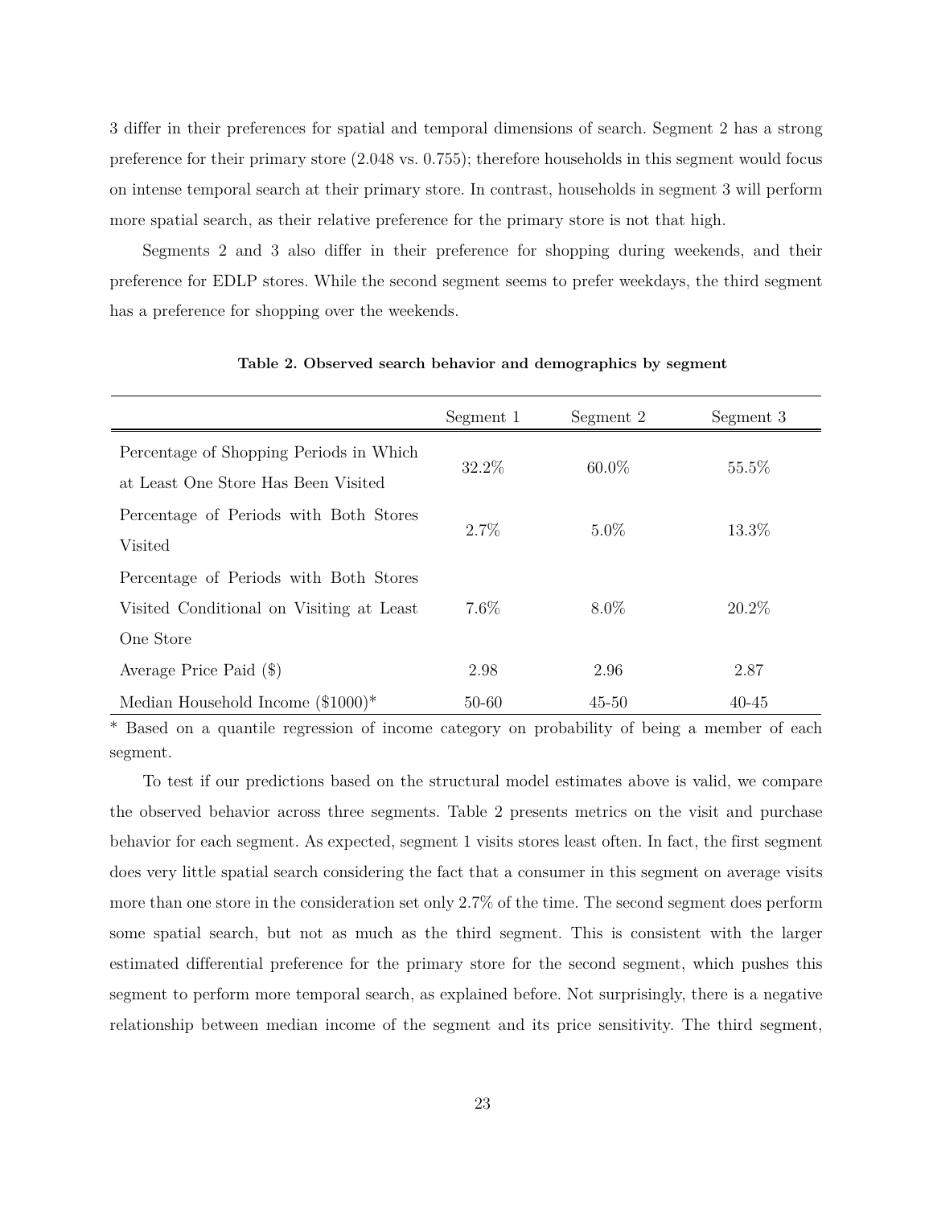3 differ in their preferences for spatial and temporal dimensions of search. Segment 2 has a strong preference for their primary store (2.048 vs. 0.755); therefore households in this segment would focus on intense temporal search at their primary store. In contrast, households in segment 3 will perform more spatial search, as their relative preference for the primary store is not that high.

Segments 2 and 3 also differ in their preference for shopping during weekends, and their preference for EDLP stores. While the second segment seems to prefer weekdays, the third segment has a preference for shopping over the weekends.

**Table 2. Observed search behavior and demographics by segment**

| | Segment 1 | Segment 2 | Segment 3 |
|---|---|---|---|
| Percentage of Shopping Periods in Which at Least One Store Has Been Visited | 32.2% | 60.0% | 55.5% |
| Percentage of Periods with Both Stores Visited | 2.7% | 5.0% | 13.3% |
| Percentage of Periods with Both Stores Visited Conditional on Visiting at Least One Store | 7.6% | 8.0% | 20.2% |
| Average Price Paid ($) | 2.98 | 2.96 | 2.87 |
| Median Household Income ($1000)* | 50-60 | 45-50 | 40-45 |

* Based on a quantile regression of income category on probability of being a member of each segment.

To test if our predictions based on the structural model estimates above is valid, we compare the observed behavior across three segments. Table 2 presents metrics on the visit and purchase behavior for each segment. As expected, segment 1 visits stores least often. In fact, the first segment does very little spatial search considering the fact that a consumer in this segment on average visits more than one store in the consideration set only 2.7% of the time. The second segment does perform some spatial search, but not as much as the third segment. This is consistent with the larger estimated differential preference for the primary store for the second segment, which pushes this segment to perform more temporal search, as explained before. Not surprisingly, there is a negative relationship between median income of the segment and its price sensitivity. The third segment,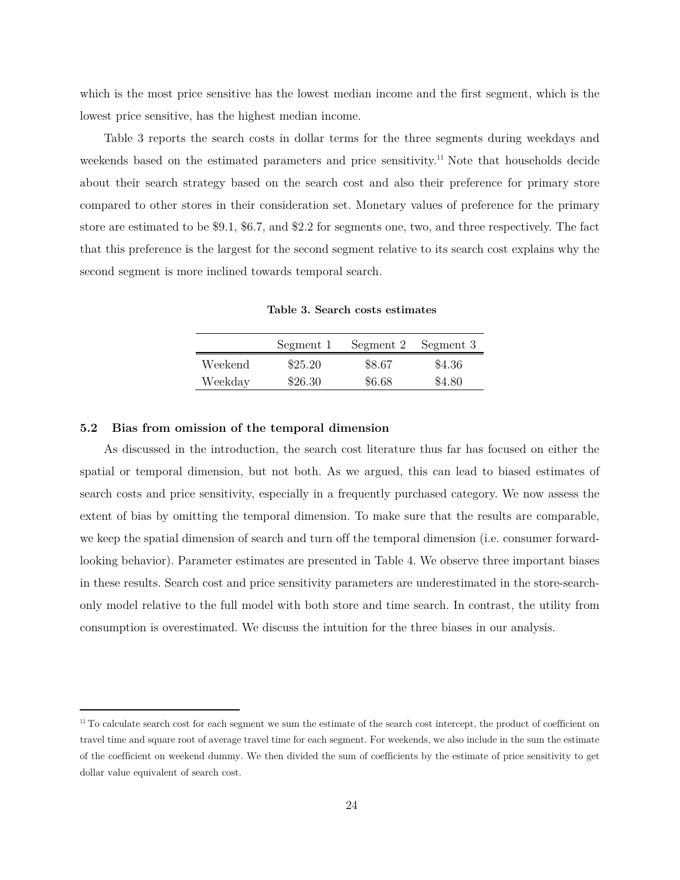which is the most price sensitive has the lowest median income and the first segment, which is the lowest price sensitive, has the highest median income.

Table 3 reports the search costs in dollar terms for the three segments during weekdays and weekends based on the estimated parameters and price sensitivity.[11] Note that households decide about their search strategy based on the search cost and also their preference for primary store compared to other stores in their consideration set. Monetary values of preference for the primary store are estimated to be \$9.1, \$6.7, and \$2.2 for segments one, two, and three respectively. The fact that this preference is the largest for the second segment relative to its search cost explains why the second segment is more inclined towards temporal search.

**Table 3. Search costs estimates**

| | Segment 1 | Segment 2 | Segment 3 |
|---|---|---|---|
| Weekend | \$25.20 | \$8.67 | \$4.36 |
| Weekday | \$26.30 | \$6.68 | \$4.80 |

### 5.2 Bias from omission of the temporal dimension

As discussed in the introduction, the search cost literature thus far has focused on either the spatial or temporal dimension, but not both. As we argued, this can lead to biased estimates of search costs and price sensitivity, especially in a frequently purchased category. We now assess the extent of bias by omitting the temporal dimension. To make sure that the results are comparable, we keep the spatial dimension of search and turn off the temporal dimension (i.e. consumer forward-looking behavior). Parameter estimates are presented in Table 4. We observe three important biases in these results. Search cost and price sensitivity parameters are underestimated in the store-search-only model relative to the full model with both store and time search. In contrast, the utility from consumption is overestimated. We discuss the intuition for the three biases in our analysis.

---

[11] To calculate search cost for each segment we sum the estimate of the search cost intercept, the product of coefficient on travel time and square root of average travel time for each segment. For weekends, we also include in the sum the estimate of the coefficient on weekend dummy. We then divided the sum of coefficients by the estimate of price sensitivity to get dollar value equivalent of search cost.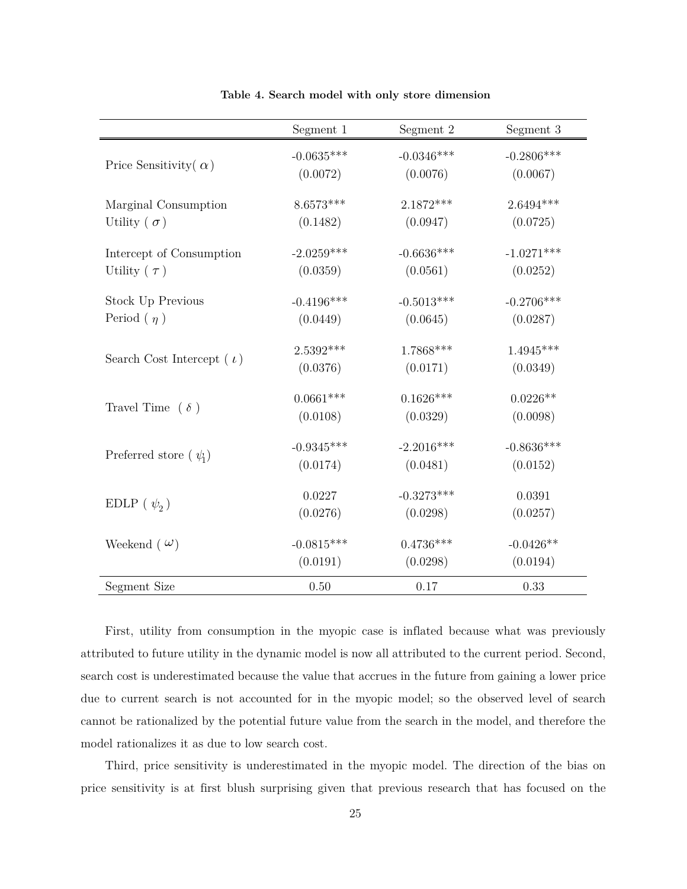**Table 4. Search model with only store dimension**

| | Segment 1 | Segment 2 | Segment 3 |
|---|---|---|---|
| Price Sensitivity( $\alpha$ ) | -0.0635*** | -0.0346*** | -0.2806*** |
| | (0.0072) | (0.0076) | (0.0067) |
| Marginal Consumption Utility ( $\sigma$ ) | 8.6573*** | 2.1872*** | 2.6494*** |
| | (0.1482) | (0.0947) | (0.0725) |
| Intercept of Consumption Utility ( $\tau$ ) | -2.0259*** | -0.6636*** | -1.0271*** |
| | (0.0359) | (0.0561) | (0.0252) |
| Stock Up Previous Period ( $\eta$ ) | -0.4196*** | -0.5013*** | -0.2706*** |
| | (0.0449) | (0.0645) | (0.0287) |
| Search Cost Intercept ( $\iota$ ) | 2.5392*** | 1.7868*** | 1.4945*** |
| | (0.0376) | (0.0171) | (0.0349) |
| Travel Time ( $\delta$ ) | 0.0661*** | 0.1626*** | 0.0226** |
| | (0.0108) | (0.0329) | (0.0098) |
| Preferred store ( $\psi_1$ ) | -0.9345*** | -2.2016*** | -0.8636*** |
| | (0.0174) | (0.0481) | (0.0152) |
| EDLP ( $\psi_2$ ) | 0.0227 | -0.3273*** | 0.0391 |
| | (0.0276) | (0.0298) | (0.0257) |
| Weekend ( $\omega$ ) | -0.0815*** | 0.4736*** | -0.0426** |
| | (0.0191) | (0.0298) | (0.0194) |
| Segment Size | 0.50 | 0.17 | 0.33 |

First, utility from consumption in the myopic case is inflated because what was previously attributed to future utility in the dynamic model is now all attributed to the current period. Second, search cost is underestimated because the value that accrues in the future from gaining a lower price due to current search is not accounted for in the myopic model; so the observed level of search cannot be rationalized by the potential future value from the search in the model, and therefore the model rationalizes it as due to low search cost.

Third, price sensitivity is underestimated in the myopic model. The direction of the bias on price sensitivity is at first blush surprising given that previous research that has focused on the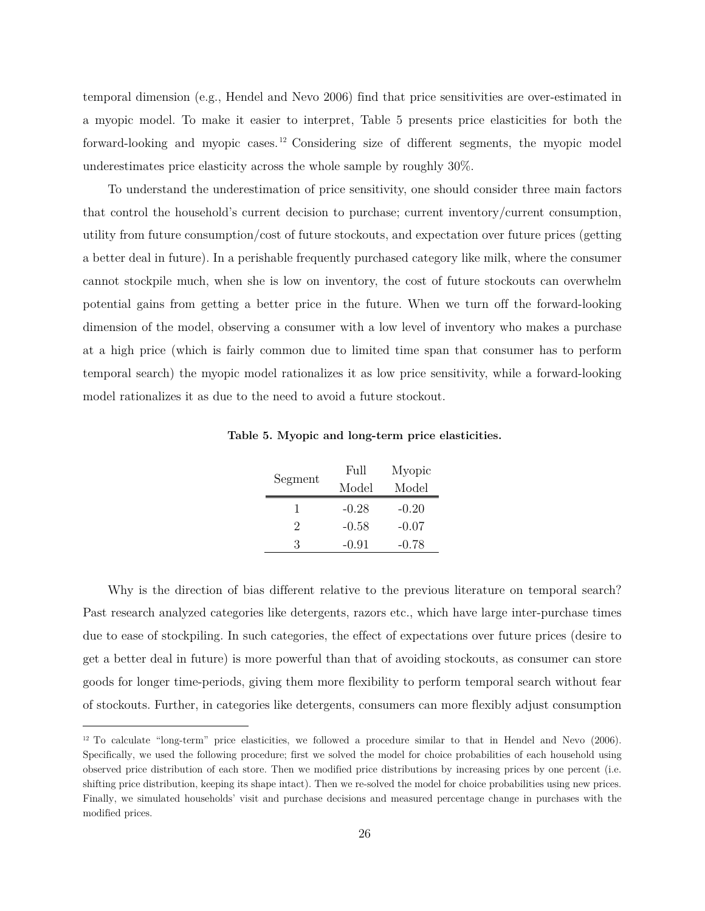temporal dimension (e.g., Hendel and Nevo 2006) find that price sensitivities are over-estimated in a myopic model. To make it easier to interpret, Table 5 presents price elasticities for both the forward-looking and myopic cases.[12] Considering size of different segments, the myopic model underestimates price elasticity across the whole sample by roughly 30%.

To understand the underestimation of price sensitivity, one should consider three main factors that control the household's current decision to purchase; current inventory/current consumption, utility from future consumption/cost of future stockouts, and expectation over future prices (getting a better deal in future). In a perishable frequently purchased category like milk, where the consumer cannot stockpile much, when she is low on inventory, the cost of future stockouts can overwhelm potential gains from getting a better price in the future. When we turn off the forward-looking dimension of the model, observing a consumer with a low level of inventory who makes a purchase at a high price (which is fairly common due to limited time span that consumer has to perform temporal search) the myopic model rationalizes it as low price sensitivity, while a forward-looking model rationalizes it as due to the need to avoid a future stockout.

**Table 5. Myopic and long-term price elasticities.**

| Segment | Full Model | Myopic Model |
|---|---|---|
| 1 | -0.28 | -0.20 |
| 2 | -0.58 | -0.07 |
| 3 | -0.91 | -0.78 |

Why is the direction of bias different relative to the previous literature on temporal search? Past research analyzed categories like detergents, razors etc., which have large inter-purchase times due to ease of stockpiling. In such categories, the effect of expectations over future prices (desire to get a better deal in future) is more powerful than that of avoiding stockouts, as consumer can store goods for longer time-periods, giving them more flexibility to perform temporal search without fear of stockouts. Further, in categories like detergents, consumers can more flexibly adjust consumption

[12] To calculate "long-term" price elasticities, we followed a procedure similar to that in Hendel and Nevo (2006). Specifically, we used the following procedure; first we solved the model for choice probabilities of each household using observed price distribution of each store. Then we modified price distributions by increasing prices by one percent (i.e. shifting price distribution, keeping its shape intact). Then we re-solved the model for choice probabilities using new prices. Finally, we simulated households' visit and purchase decisions and measured percentage change in purchases with the modified prices.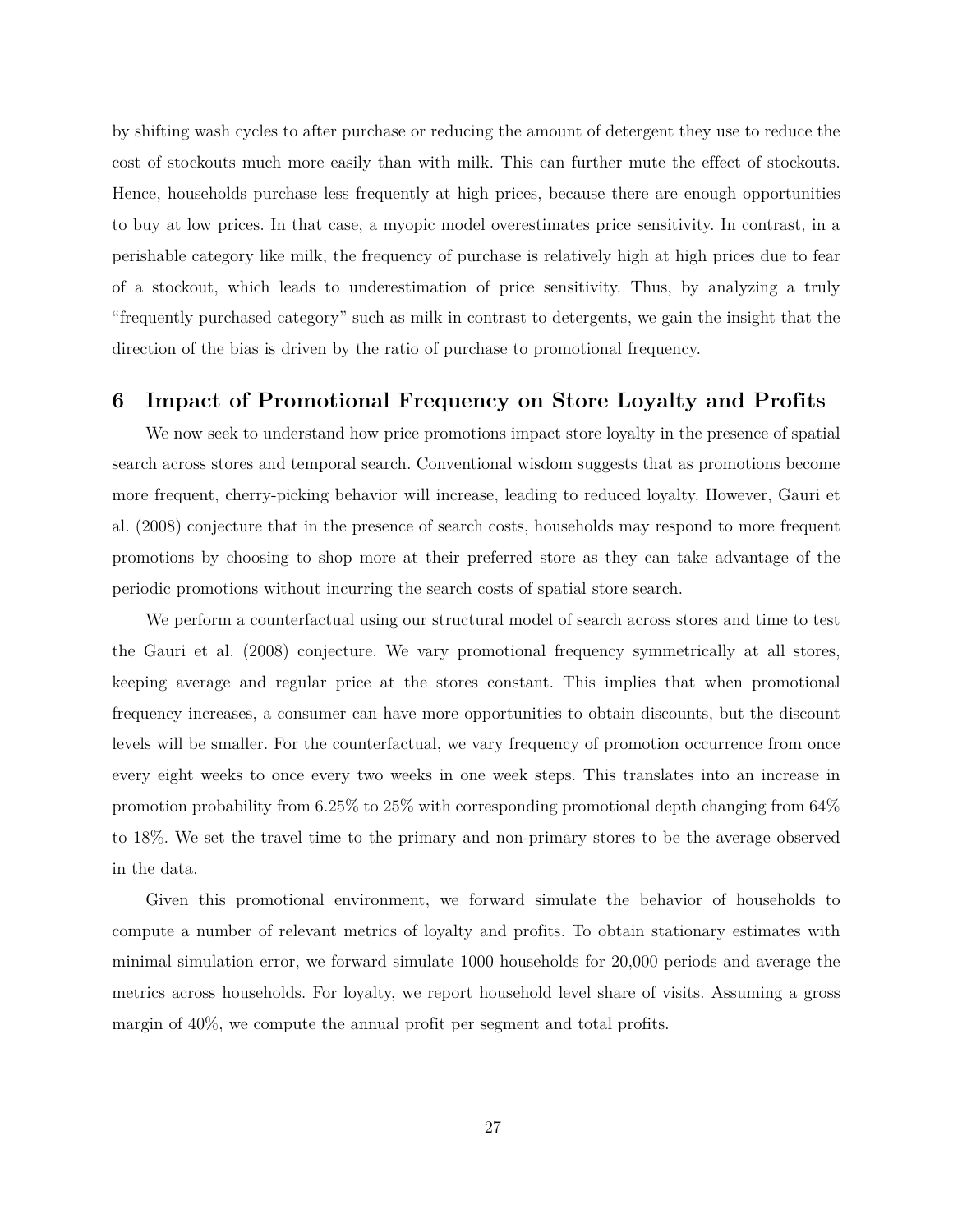by shifting wash cycles to after purchase or reducing the amount of detergent they use to reduce the cost of stockouts much more easily than with milk. This can further mute the effect of stockouts. Hence, households purchase less frequently at high prices, because there are enough opportunities to buy at low prices. In that case, a myopic model overestimates price sensitivity. In contrast, in a perishable category like milk, the frequency of purchase is relatively high at high prices due to fear of a stockout, which leads to underestimation of price sensitivity. Thus, by analyzing a truly "frequently purchased category" such as milk in contrast to detergents, we gain the insight that the direction of the bias is driven by the ratio of purchase to promotional frequency.

# 6 Impact of Promotional Frequency on Store Loyalty and Profits

We now seek to understand how price promotions impact store loyalty in the presence of spatial search across stores and temporal search. Conventional wisdom suggests that as promotions become more frequent, cherry-picking behavior will increase, leading to reduced loyalty. However, Gauri et al. (2008) conjecture that in the presence of search costs, households may respond to more frequent promotions by choosing to shop more at their preferred store as they can take advantage of the periodic promotions without incurring the search costs of spatial store search.

We perform a counterfactual using our structural model of search across stores and time to test the Gauri et al. (2008) conjecture. We vary promotional frequency symmetrically at all stores, keeping average and regular price at the stores constant. This implies that when promotional frequency increases, a consumer can have more opportunities to obtain discounts, but the discount levels will be smaller. For the counterfactual, we vary frequency of promotion occurrence from once every eight weeks to once every two weeks in one week steps. This translates into an increase in promotion probability from 6.25% to 25% with corresponding promotional depth changing from 64% to 18%. We set the travel time to the primary and non-primary stores to be the average observed in the data.

Given this promotional environment, we forward simulate the behavior of households to compute a number of relevant metrics of loyalty and profits. To obtain stationary estimates with minimal simulation error, we forward simulate 1000 households for 20,000 periods and average the metrics across households. For loyalty, we report household level share of visits. Assuming a gross margin of 40%, we compute the annual profit per segment and total profits.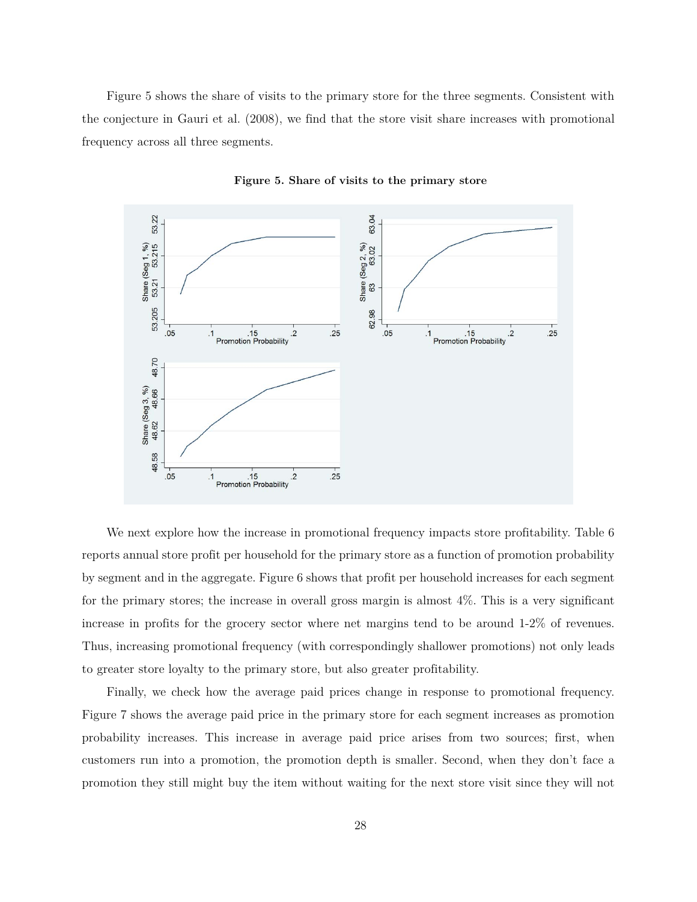Figure 5 shows the share of visits to the primary store for the three segments. Consistent with the conjecture in Gauri et al. (2008), we find that the store visit share increases with promotional frequency across all three segments.

**Figure 5. Share of visits to the primary store**

We next explore how the increase in promotional frequency impacts store profitability. Table 6 reports annual store profit per household for the primary store as a function of promotion probability by segment and in the aggregate. Figure 6 shows that profit per household increases for each segment for the primary stores; the increase in overall gross margin is almost 4%. This is a very significant increase in profits for the grocery sector where net margins tend to be around 1-2% of revenues. Thus, increasing promotional frequency (with correspondingly shallower promotions) not only leads to greater store loyalty to the primary store, but also greater profitability.

Finally, we check how the average paid prices change in response to promotional frequency. Figure 7 shows the average paid price in the primary store for each segment increases as promotion probability increases. This increase in average paid price arises from two sources; first, when customers run into a promotion, the promotion depth is smaller. Second, when they don't face a promotion they still might buy the item without waiting for the next store visit since they will not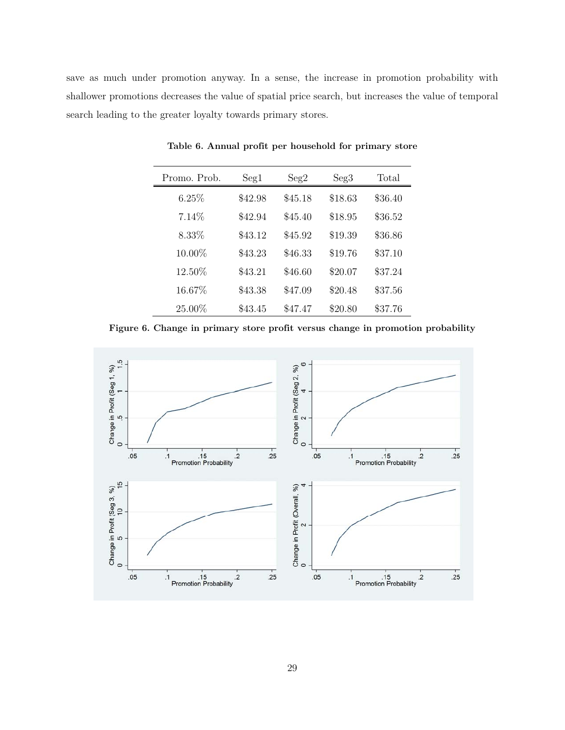save as much under promotion anyway. In a sense, the increase in promotion probability with shallower promotions decreases the value of spatial price search, but increases the value of temporal search leading to the greater loyalty towards primary stores.

**Table 6. Annual profit per household for primary store**

| Promo. Prob. | Seg1 | Seg2 | Seg3 | Total |
|---|---|---|---|---|
| 6.25% | $42.98 | $45.18 | $18.63 | $36.40 |
| 7.14% | $42.94 | $45.40 | $18.95 | $36.52 |
| 8.33% | $43.12 | $45.92 | $19.39 | $36.86 |
| 10.00% | $43.23 | $46.33 | $19.76 | $37.10 |
| 12.50% | $43.21 | $46.60 | $20.07 | $37.24 |
| 16.67% | $43.38 | $47.09 | $20.48 | $37.56 |
| 25.00% | $43.45 | $47.47 | $20.80 | $37.76 |

**Figure 6. Change in primary store profit versus change in promotion probability**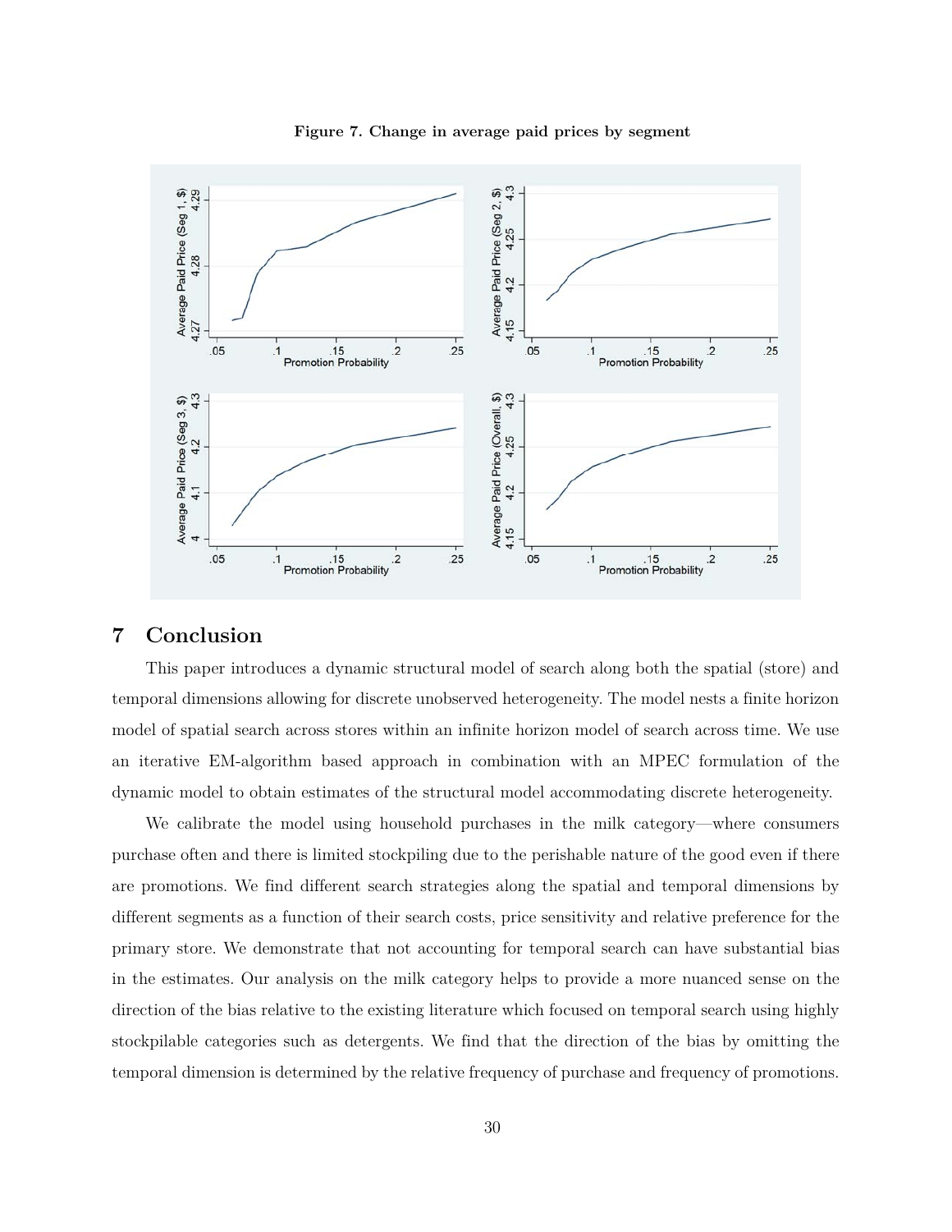**Figure 7. Change in average paid prices by segment**

# 7 Conclusion

This paper introduces a dynamic structural model of search along both the spatial (store) and temporal dimensions allowing for discrete unobserved heterogeneity. The model nests a finite horizon model of spatial search across stores within an infinite horizon model of search across time. We use an iterative EM-algorithm based approach in combination with an MPEC formulation of the dynamic model to obtain estimates of the structural model accommodating discrete heterogeneity.

We calibrate the model using household purchases in the milk category—where consumers purchase often and there is limited stockpiling due to the perishable nature of the good even if there are promotions. We find different search strategies along the spatial and temporal dimensions by different segments as a function of their search costs, price sensitivity and relative preference for the primary store. We demonstrate that not accounting for temporal search can have substantial bias in the estimates. Our analysis on the milk category helps to provide a more nuanced sense on the direction of the bias relative to the existing literature which focused on temporal search using highly stockpilable categories such as detergents. We find that the direction of the bias by omitting the temporal dimension is determined by the relative frequency of purchase and frequency of promotions.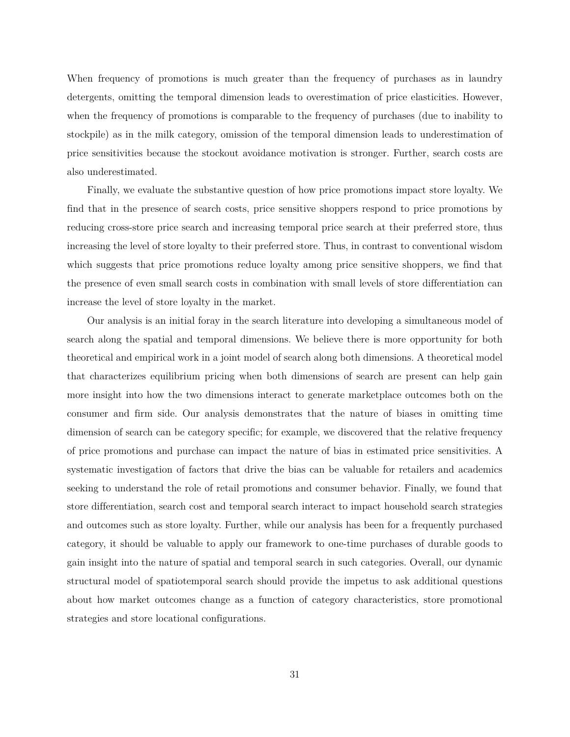When frequency of promotions is much greater than the frequency of purchases as in laundry detergents, omitting the temporal dimension leads to overestimation of price elasticities. However, when the frequency of promotions is comparable to the frequency of purchases (due to inability to stockpile) as in the milk category, omission of the temporal dimension leads to underestimation of price sensitivities because the stockout avoidance motivation is stronger. Further, search costs are also underestimated.

Finally, we evaluate the substantive question of how price promotions impact store loyalty. We find that in the presence of search costs, price sensitive shoppers respond to price promotions by reducing cross-store price search and increasing temporal price search at their preferred store, thus increasing the level of store loyalty to their preferred store. Thus, in contrast to conventional wisdom which suggests that price promotions reduce loyalty among price sensitive shoppers, we find that the presence of even small search costs in combination with small levels of store differentiation can increase the level of store loyalty in the market.

Our analysis is an initial foray in the search literature into developing a simultaneous model of search along the spatial and temporal dimensions. We believe there is more opportunity for both theoretical and empirical work in a joint model of search along both dimensions. A theoretical model that characterizes equilibrium pricing when both dimensions of search are present can help gain more insight into how the two dimensions interact to generate marketplace outcomes both on the consumer and firm side. Our analysis demonstrates that the nature of biases in omitting time dimension of search can be category specific; for example, we discovered that the relative frequency of price promotions and purchase can impact the nature of bias in estimated price sensitivities. A systematic investigation of factors that drive the bias can be valuable for retailers and academics seeking to understand the role of retail promotions and consumer behavior. Finally, we found that store differentiation, search cost and temporal search interact to impact household search strategies and outcomes such as store loyalty. Further, while our analysis has been for a frequently purchased category, it should be valuable to apply our framework to one-time purchases of durable goods to gain insight into the nature of spatial and temporal search in such categories. Overall, our dynamic structural model of spatiotemporal search should provide the impetus to ask additional questions about how market outcomes change as a function of category characteristics, store promotional strategies and store locational configurations.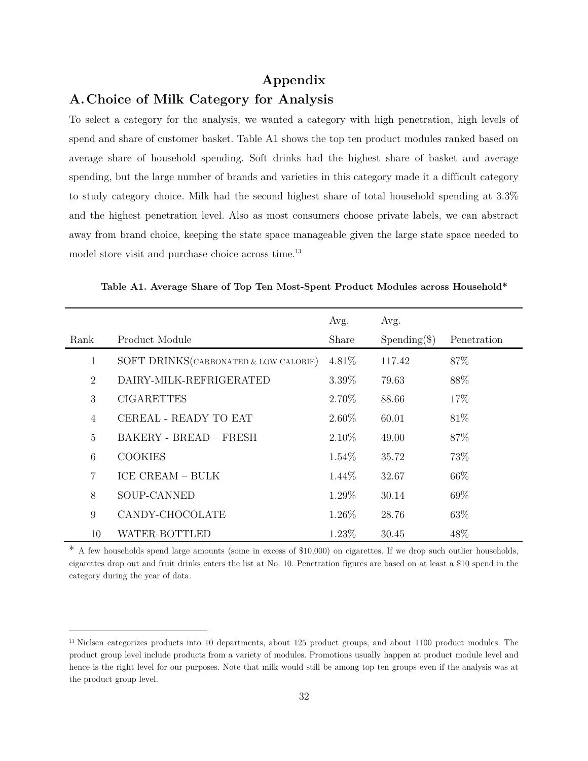# Appendix

## A. Choice of Milk Category for Analysis

To select a category for the analysis, we wanted a category with high penetration, high levels of spend and share of customer basket. Table A1 shows the top ten product modules ranked based on average share of household spending. Soft drinks had the highest share of basket and average spending, but the large number of brands and varieties in this category made it a difficult category to study category choice. Milk had the second highest share of total household spending at 3.3% and the highest penetration level. Also as most consumers choose private labels, we can abstract away from brand choice, keeping the state space manageable given the large state space needed to model store visit and purchase choice across time.[13]

**Table A1. Average Share of Top Ten Most-Spent Product Modules across Household***

| Rank | Product Module | Avg. Share | Avg. Spending($) | Penetration |
|---|---|---|---|---|
| 1 | SOFT DRINKS(CARBONATED & LOW CALORIE) | 4.81% | 117.42 | 87% |
| 2 | DAIRY-MILK-REFRIGERATED | 3.39% | 79.63 | 88% |
| 3 | CIGARETTES | 2.70% | 88.66 | 17% |
| 4 | CEREAL - READY TO EAT | 2.60% | 60.01 | 81% |
| 5 | BAKERY - BREAD – FRESH | 2.10% | 49.00 | 87% |
| 6 | COOKIES | 1.54% | 35.72 | 73% |
| 7 | ICE CREAM – BULK | 1.44% | 32.67 | 66% |
| 8 | SOUP-CANNED | 1.29% | 30.14 | 69% |
| 9 | CANDY-CHOCOLATE | 1.26% | 28.76 | 63% |
| 10 | WATER-BOTTLED | 1.23% | 30.45 | 48% |

\* A few households spend large amounts (some in excess of $10,000) on cigarettes. If we drop such outlier households, cigarettes drop out and fruit drinks enters the list at No. 10. Penetration figures are based on at least a $10 spend in the category during the year of data.

[13] Nielsen categorizes products into 10 departments, about 125 product groups, and about 1100 product modules. The product group level include products from a variety of modules. Promotions usually happen at product module level and hence is the right level for our purposes. Note that milk would still be among top ten groups even if the analysis was at the product group level.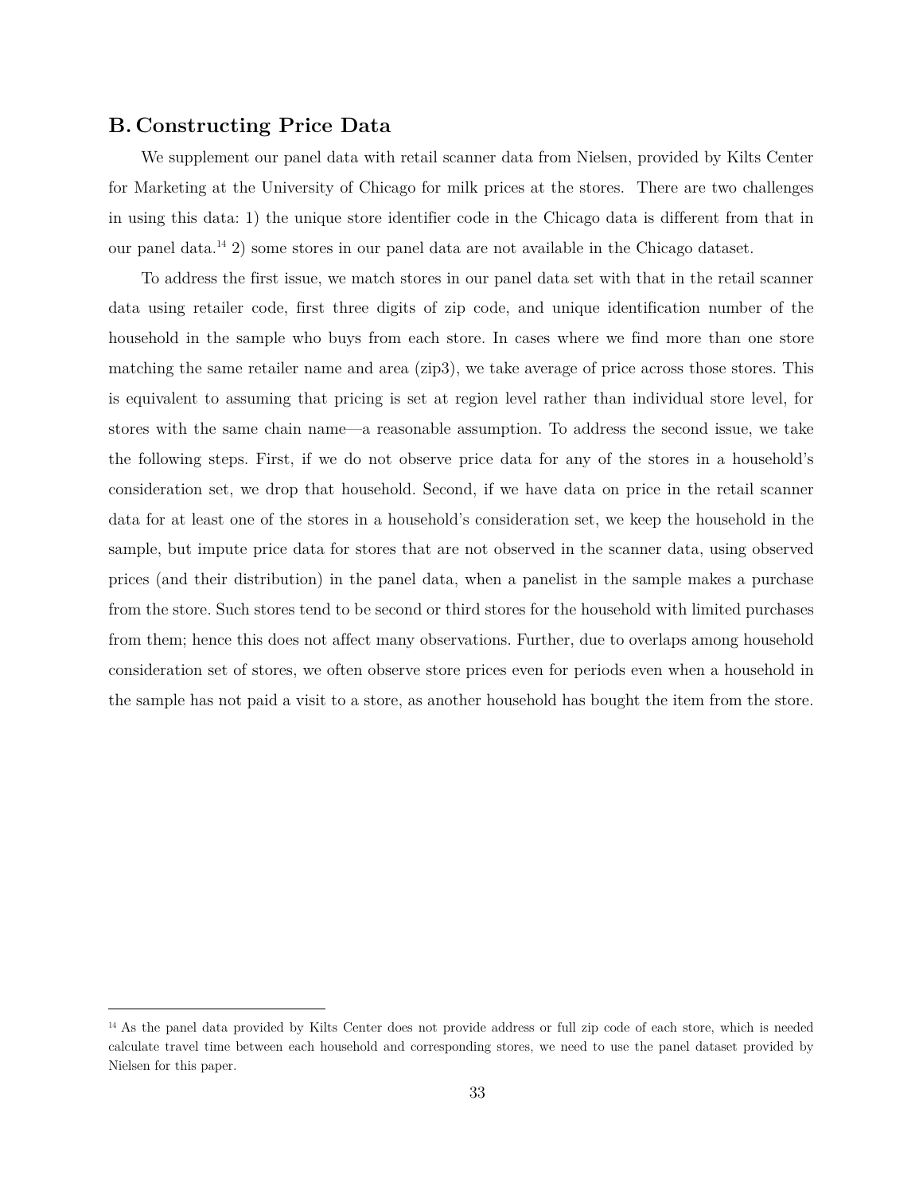## B. Constructing Price Data

We supplement our panel data with retail scanner data from Nielsen, provided by Kilts Center for Marketing at the University of Chicago for milk prices at the stores. There are two challenges in using this data: 1) the unique store identifier code in the Chicago data is different from that in our panel data.[14] 2) some stores in our panel data are not available in the Chicago dataset.

To address the first issue, we match stores in our panel data set with that in the retail scanner data using retailer code, first three digits of zip code, and unique identification number of the household in the sample who buys from each store. In cases where we find more than one store matching the same retailer name and area (zip3), we take average of price across those stores. This is equivalent to assuming that pricing is set at region level rather than individual store level, for stores with the same chain name—a reasonable assumption. To address the second issue, we take the following steps. First, if we do not observe price data for any of the stores in a household's consideration set, we drop that household. Second, if we have data on price in the retail scanner data for at least one of the stores in a household's consideration set, we keep the household in the sample, but impute price data for stores that are not observed in the scanner data, using observed prices (and their distribution) in the panel data, when a panelist in the sample makes a purchase from the store. Such stores tend to be second or third stores for the household with limited purchases from them; hence this does not affect many observations. Further, due to overlaps among household consideration set of stores, we often observe store prices even for periods even when a household in the sample has not paid a visit to a store, as another household has bought the item from the store.

[14] As the panel data provided by Kilts Center does not provide address or full zip code of each store, which is needed calculate travel time between each household and corresponding stores, we need to use the panel dataset provided by Nielsen for this paper.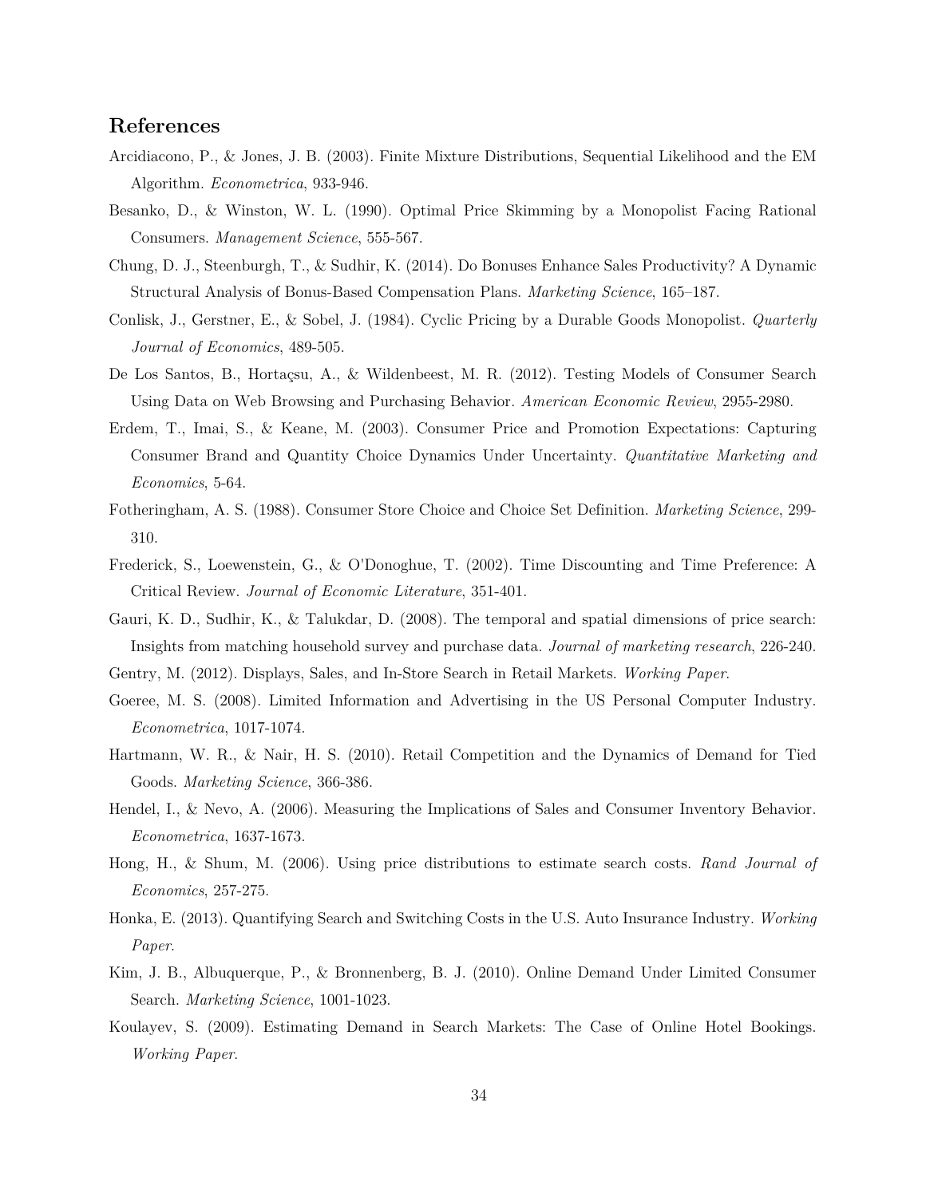## References

Arcidiacono, P., & Jones, J. B. (2003). Finite Mixture Distributions, Sequential Likelihood and the EM Algorithm. *Econometrica*, 933-946.

Besanko, D., & Winston, W. L. (1990). Optimal Price Skimming by a Monopolist Facing Rational Consumers. *Management Science*, 555-567.

Chung, D. J., Steenburgh, T., & Sudhir, K. (2014). Do Bonuses Enhance Sales Productivity? A Dynamic Structural Analysis of Bonus-Based Compensation Plans. *Marketing Science*, 165–187.

Conlisk, J., Gerstner, E., & Sobel, J. (1984). Cyclic Pricing by a Durable Goods Monopolist. *Quarterly Journal of Economics*, 489-505.

De Los Santos, B., Hortaçsu, A., & Wildenbeest, M. R. (2012). Testing Models of Consumer Search Using Data on Web Browsing and Purchasing Behavior. *American Economic Review*, 2955-2980.

Erdem, T., Imai, S., & Keane, M. (2003). Consumer Price and Promotion Expectations: Capturing Consumer Brand and Quantity Choice Dynamics Under Uncertainty. *Quantitative Marketing and Economics*, 5-64.

Fotheringham, A. S. (1988). Consumer Store Choice and Choice Set Definition. *Marketing Science*, 299-310.

Frederick, S., Loewenstein, G., & O'Donoghue, T. (2002). Time Discounting and Time Preference: A Critical Review. *Journal of Economic Literature*, 351-401.

Gauri, K. D., Sudhir, K., & Talukdar, D. (2008). The temporal and spatial dimensions of price search: Insights from matching household survey and purchase data. *Journal of marketing research*, 226-240.

Gentry, M. (2012). Displays, Sales, and In-Store Search in Retail Markets. *Working Paper*.

Goeree, M. S. (2008). Limited Information and Advertising in the US Personal Computer Industry. *Econometrica*, 1017-1074.

Hartmann, W. R., & Nair, H. S. (2010). Retail Competition and the Dynamics of Demand for Tied Goods. *Marketing Science*, 366-386.

Hendel, I., & Nevo, A. (2006). Measuring the Implications of Sales and Consumer Inventory Behavior. *Econometrica*, 1637-1673.

Hong, H., & Shum, M. (2006). Using price distributions to estimate search costs. *Rand Journal of Economics*, 257-275.

Honka, E. (2013). Quantifying Search and Switching Costs in the U.S. Auto Insurance Industry. *Working Paper*.

Kim, J. B., Albuquerque, P., & Bronnenberg, B. J. (2010). Online Demand Under Limited Consumer Search. *Marketing Science*, 1001-1023.

Koulayev, S. (2009). Estimating Demand in Search Markets: The Case of Online Hotel Bookings. *Working Paper*.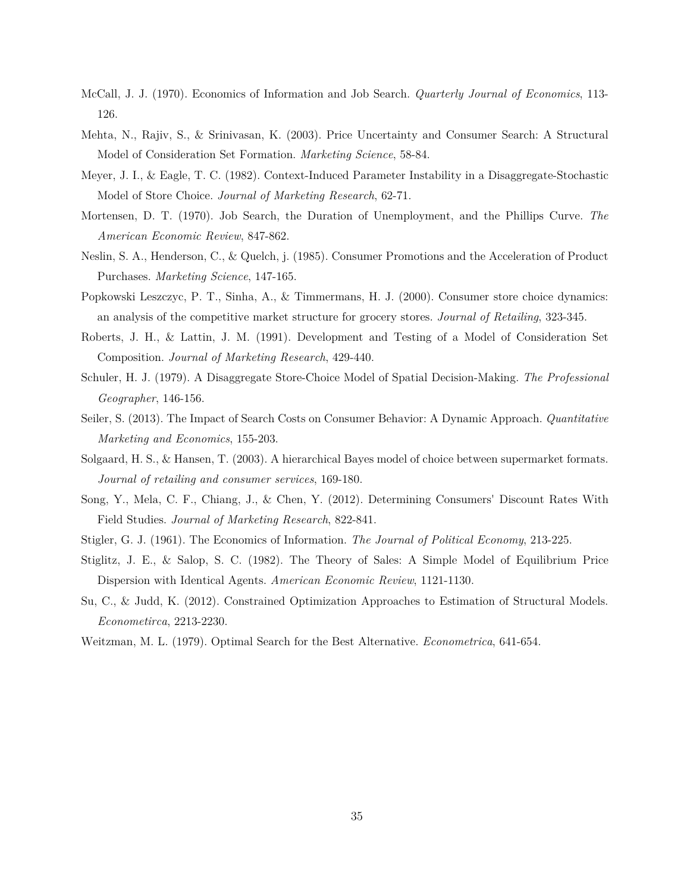McCall, J. J. (1970). Economics of Information and Job Search. *Quarterly Journal of Economics*, 113-126.

Mehta, N., Rajiv, S., & Srinivasan, K. (2003). Price Uncertainty and Consumer Search: A Structural Model of Consideration Set Formation. *Marketing Science*, 58-84.

Meyer, J. I., & Eagle, T. C. (1982). Context-Induced Parameter Instability in a Disaggregate-Stochastic Model of Store Choice. *Journal of Marketing Research*, 62-71.

Mortensen, D. T. (1970). Job Search, the Duration of Unemployment, and the Phillips Curve. *The American Economic Review*, 847-862.

Neslin, S. A., Henderson, C., & Quelch, j. (1985). Consumer Promotions and the Acceleration of Product Purchases. *Marketing Science*, 147-165.

Popkowski Leszczyc, P. T., Sinha, A., & Timmermans, H. J. (2000). Consumer store choice dynamics: an analysis of the competitive market structure for grocery stores. *Journal of Retailing*, 323-345.

Roberts, J. H., & Lattin, J. M. (1991). Development and Testing of a Model of Consideration Set Composition. *Journal of Marketing Research*, 429-440.

Schuler, H. J. (1979). A Disaggregate Store-Choice Model of Spatial Decision-Making. *The Professional Geographer*, 146-156.

Seiler, S. (2013). The Impact of Search Costs on Consumer Behavior: A Dynamic Approach. *Quantitative Marketing and Economics*, 155-203.

Solgaard, H. S., & Hansen, T. (2003). A hierarchical Bayes model of choice between supermarket formats. *Journal of retailing and consumer services*, 169-180.

Song, Y., Mela, C. F., Chiang, J., & Chen, Y. (2012). Determining Consumers' Discount Rates With Field Studies. *Journal of Marketing Research*, 822-841.

Stigler, G. J. (1961). The Economics of Information. *The Journal of Political Economy*, 213-225.

Stiglitz, J. E., & Salop, S. C. (1982). The Theory of Sales: A Simple Model of Equilibrium Price Dispersion with Identical Agents. *American Economic Review*, 1121-1130.

Su, C., & Judd, K. (2012). Constrained Optimization Approaches to Estimation of Structural Models. *Econometirca*, 2213-2230.

Weitzman, M. L. (1979). Optimal Search for the Best Alternative. *Econometrica*, 641-654.